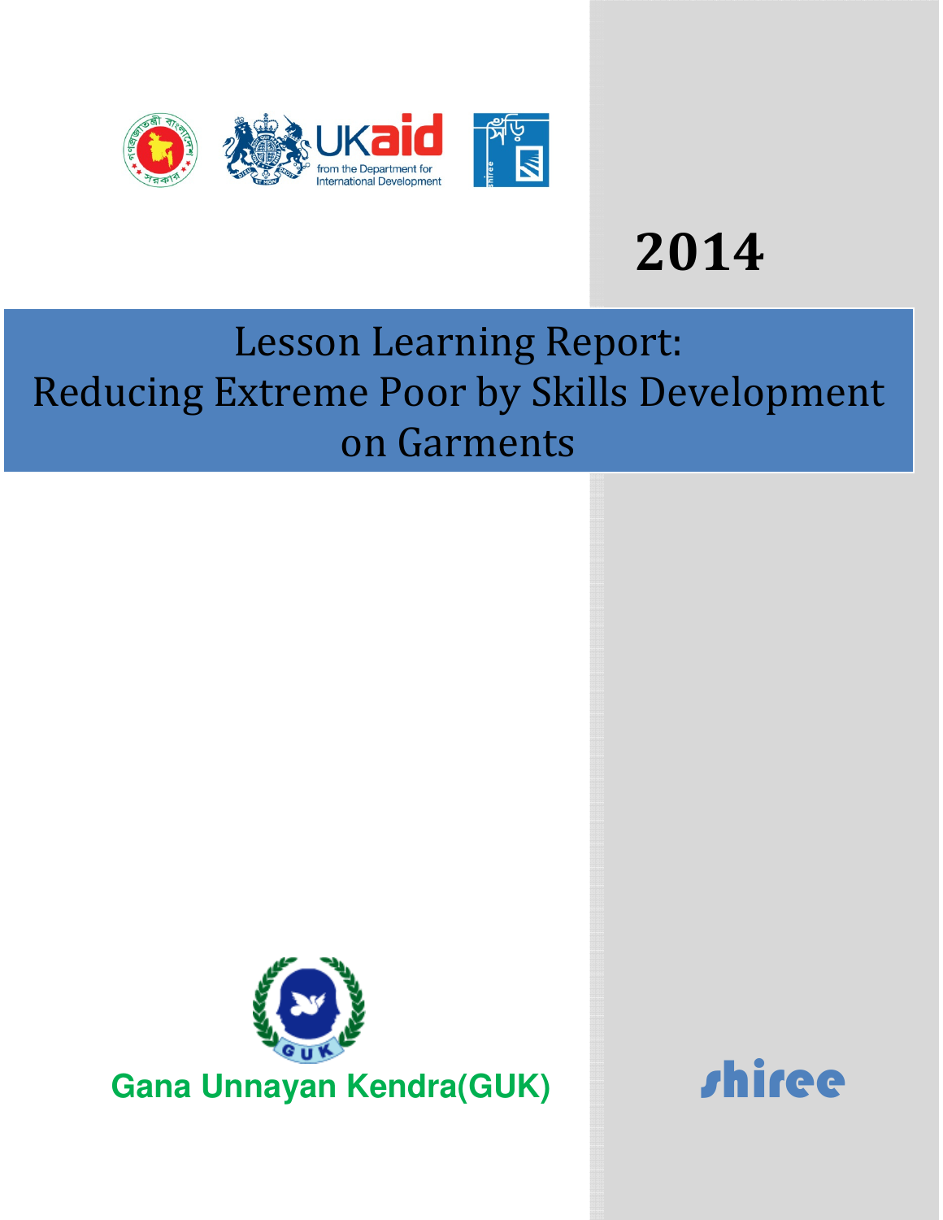2014

# Lesson Learning Report: Reducing Extreme Poor by Skills Development on Garments

Gana Unnayan Kendra(GUK)

shiree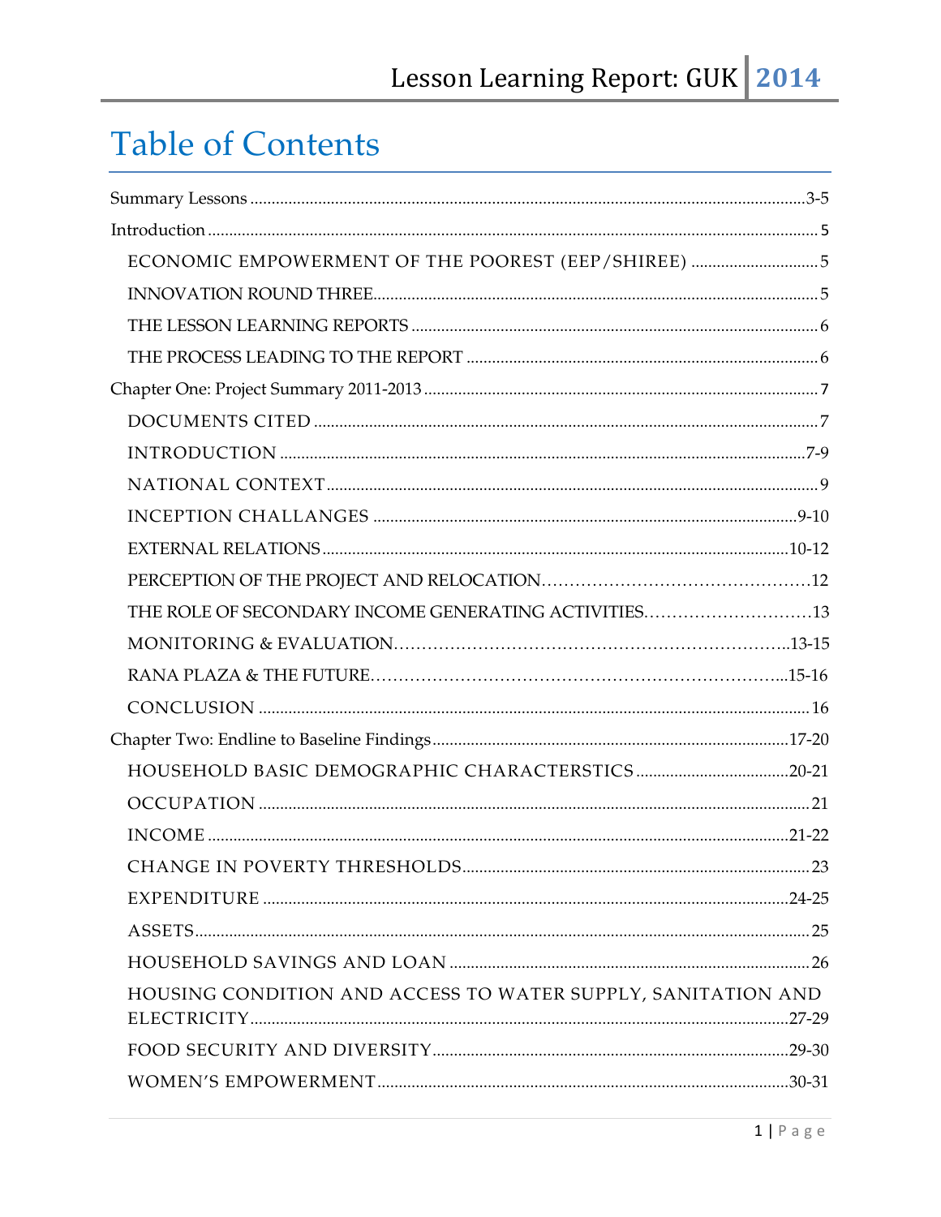# Table of Contents

Summary Lessons ...3-5

Introduction ... 5

- ECONOMIC EMPOWERMENT OF THE POOREST (EEP/SHIREE) ... 5
- INNOVATION ROUND THREE ... 5
- THE LESSON LEARNING REPORTS ... 6
- THE PROCESS LEADING TO THE REPORT ... 6

Chapter One: Project Summary 2011-2013 ... 7

- DOCUMENTS CITED ... 7
- INTRODUCTION ... 7-9
- NATIONAL CONTEXT ... 9
- INCEPTION CHALLANGES ... 9-10
- EXTERNAL RELATIONS ... 10-12
- PERCEPTION OF THE PROJECT AND RELOCATION ... 12
- THE ROLE OF SECONDARY INCOME GENERATING ACTIVITIES ... 13
- MONITORING & EVALUATION ... 13-15
- RANA PLAZA & THE FUTURE ... 15-16
- CONCLUSION ... 16

Chapter Two: Endline to Baseline Findings ... 17-20

- HOUSEHOLD BASIC DEMOGRAPHIC CHARACTERSTICS ... 20-21
- OCCUPATION ... 21
- INCOME ... 21-22
- CHANGE IN POVERTY THRESHOLDS ... 23
- EXPENDITURE ... 24-25
- ASSETS ... 25
- HOUSEHOLD SAVINGS AND LOAN ... 26
- HOUSING CONDITION AND ACCESS TO WATER SUPPLY, SANITATION AND ELECTRICITY ... 27-29
- FOOD SECURITY AND DIVERSITY ... 29-30
- WOMEN'S EMPOWERMENT ... 30-31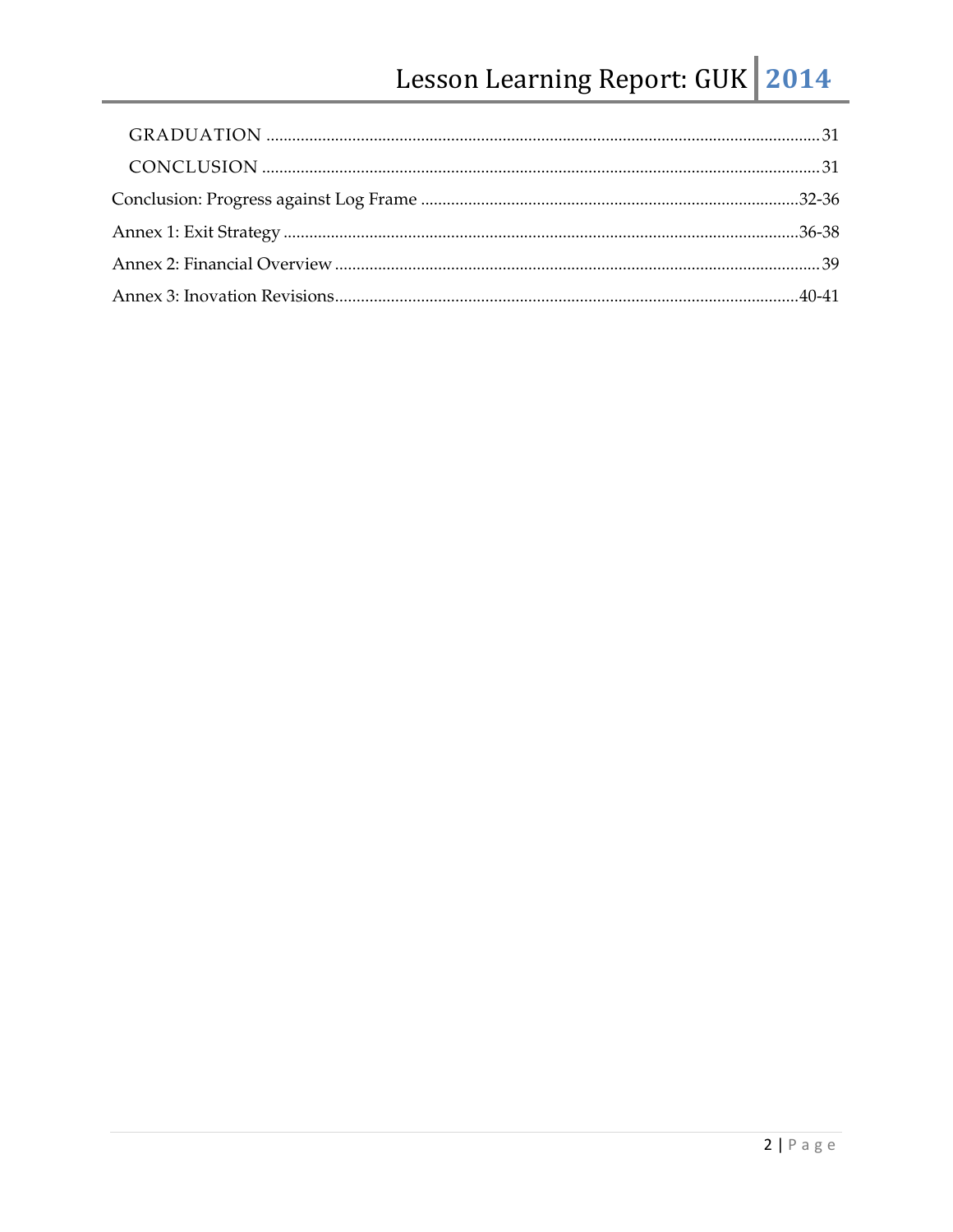GRADUATION ........................................................................................................................ 31

CONCLUSION ........................................................................................................................ 31

Conclusion: Progress against Log Frame ........................................................................................32-36

Annex 1: Exit Strategy ........................................................................................................................36-38

Annex 2: Financial Overview ........................................................................................................................ 39

Annex 3: Inovation Revisions........................................................................................................................40-41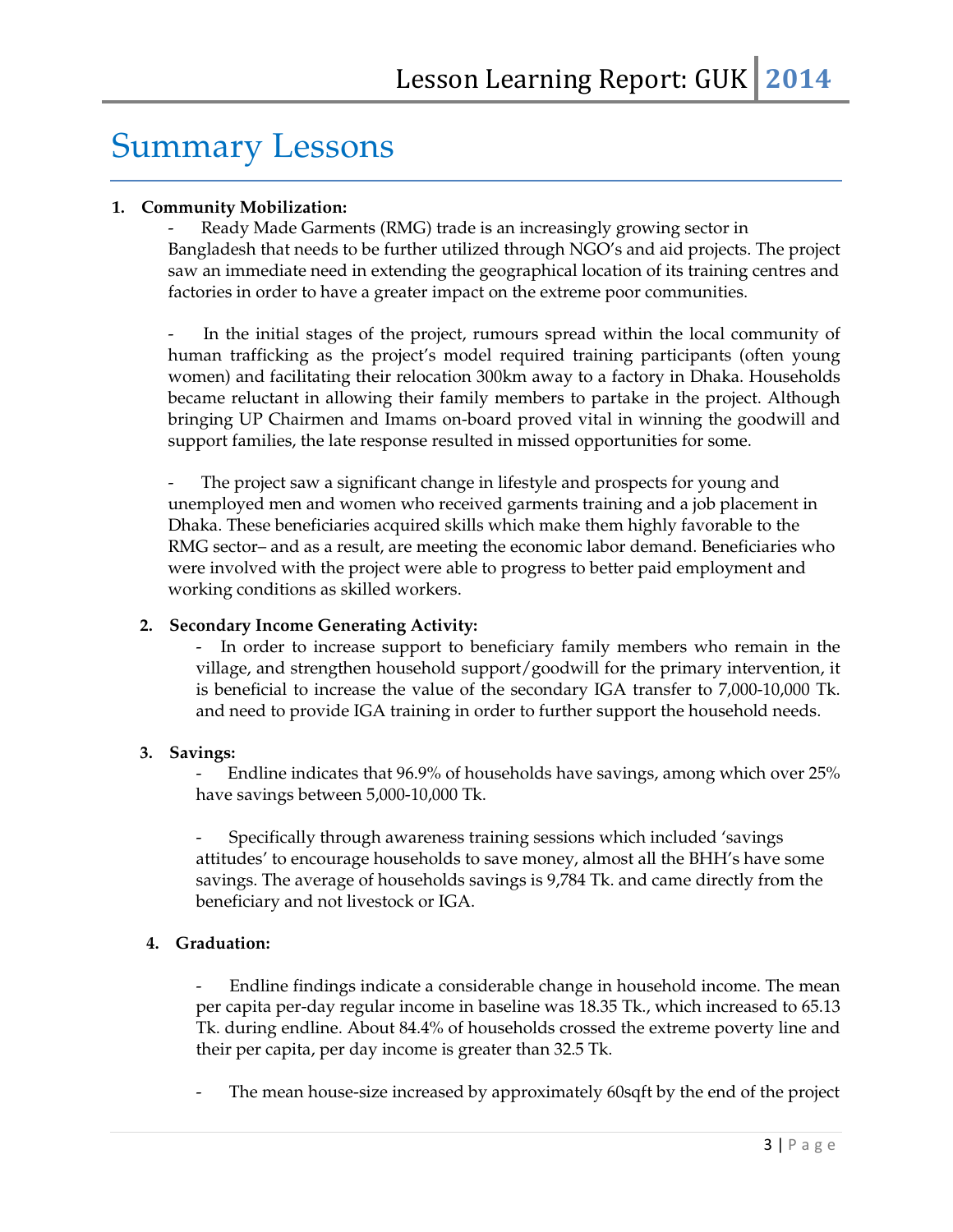# Summary Lessons

1. **Community Mobilization:**

   - Ready Made Garments (RMG) trade is an increasingly growing sector in Bangladesh that needs to be further utilized through NGO's and aid projects. The project saw an immediate need in extending the geographical location of its training centres and factories in order to have a greater impact on the extreme poor communities.

   - In the initial stages of the project, rumours spread within the local community of human trafficking as the project's model required training participants (often young women) and facilitating their relocation 300km away to a factory in Dhaka. Households became reluctant in allowing their family members to partake in the project. Although bringing UP Chairmen and Imams on-board proved vital in winning the goodwill and support families, the late response resulted in missed opportunities for some.

   - The project saw a significant change in lifestyle and prospects for young and unemployed men and women who received garments training and a job placement in Dhaka. These beneficiaries acquired skills which make them highly favorable to the RMG sector– and as a result, are meeting the economic labor demand. Beneficiaries who were involved with the project were able to progress to better paid employment and working conditions as skilled workers.

2. **Secondary Income Generating Activity:**

   - In order to increase support to beneficiary family members who remain in the village, and strengthen household support/goodwill for the primary intervention, it is beneficial to increase the value of the secondary IGA transfer to 7,000-10,000 Tk. and need to provide IGA training in order to further support the household needs.

3. **Savings:**

   - Endline indicates that 96.9% of households have savings, among which over 25% have savings between 5,000-10,000 Tk.

   - Specifically through awareness training sessions which included 'savings attitudes' to encourage households to save money, almost all the BHH's have some savings. The average of households savings is 9,784 Tk. and came directly from the beneficiary and not livestock or IGA.

4. **Graduation:**

   - Endline findings indicate a considerable change in household income. The mean per capita per-day regular income in baseline was 18.35 Tk., which increased to 65.13 Tk. during endline. About 84.4% of households crossed the extreme poverty line and their per capita, per day income is greater than 32.5 Tk.

   - The mean house-size increased by approximately 60sqft by the end of the project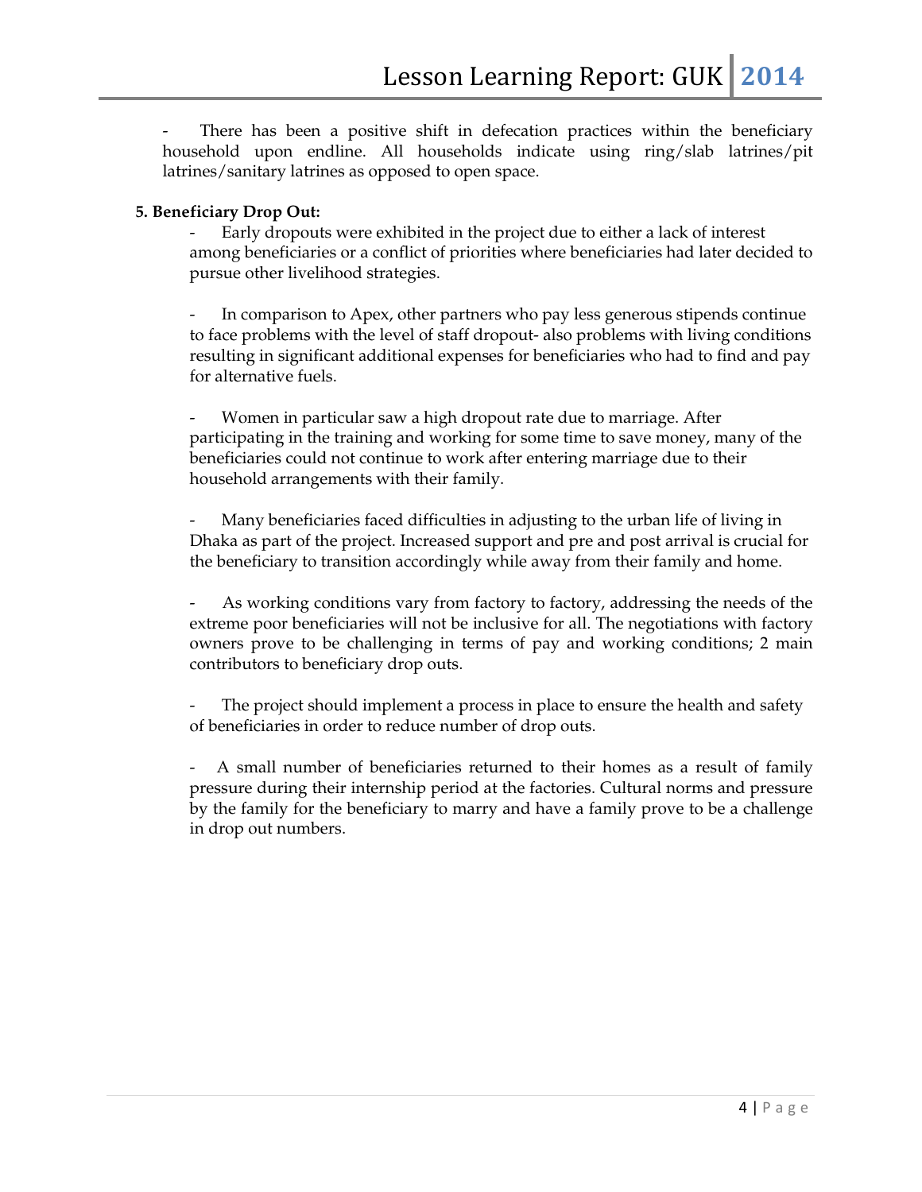- There has been a positive shift in defecation practices within the beneficiary household upon endline. All households indicate using ring/slab latrines/pit latrines/sanitary latrines as opposed to open space.

**5. Beneficiary Drop Out:**

- Early dropouts were exhibited in the project due to either a lack of interest among beneficiaries or a conflict of priorities where beneficiaries had later decided to pursue other livelihood strategies.

- In comparison to Apex, other partners who pay less generous stipends continue to face problems with the level of staff dropout- also problems with living conditions resulting in significant additional expenses for beneficiaries who had to find and pay for alternative fuels.

- Women in particular saw a high dropout rate due to marriage. After participating in the training and working for some time to save money, many of the beneficiaries could not continue to work after entering marriage due to their household arrangements with their family.

- Many beneficiaries faced difficulties in adjusting to the urban life of living in Dhaka as part of the project. Increased support and pre and post arrival is crucial for the beneficiary to transition accordingly while away from their family and home.

- As working conditions vary from factory to factory, addressing the needs of the extreme poor beneficiaries will not be inclusive for all. The negotiations with factory owners prove to be challenging in terms of pay and working conditions; 2 main contributors to beneficiary drop outs.

- The project should implement a process in place to ensure the health and safety of beneficiaries in order to reduce number of drop outs.

- A small number of beneficiaries returned to their homes as a result of family pressure during their internship period at the factories. Cultural norms and pressure by the family for the beneficiary to marry and have a family prove to be a challenge in drop out numbers.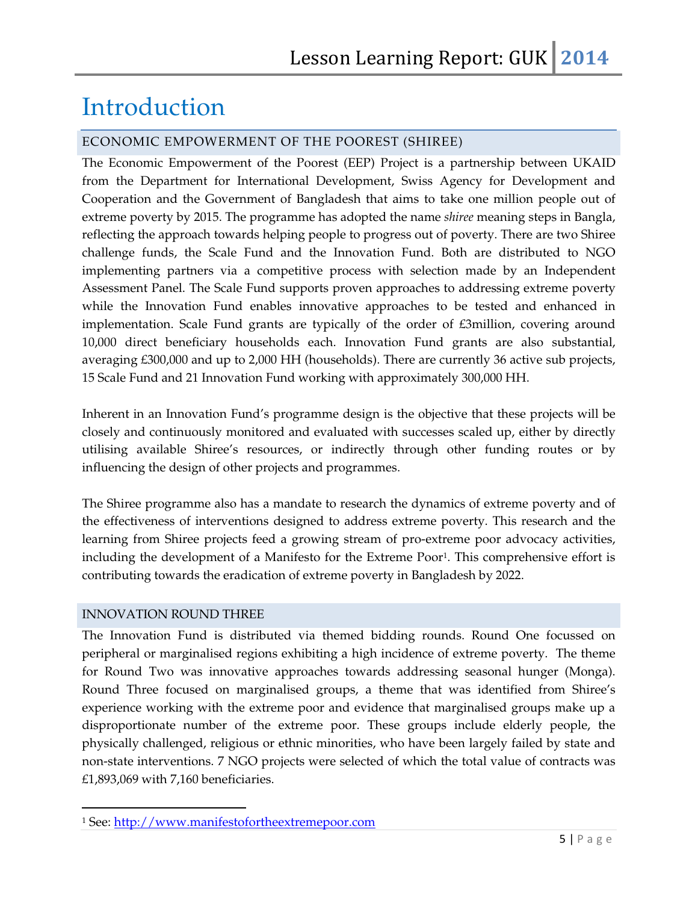# Introduction

## ECONOMIC EMPOWERMENT OF THE POOREST (SHIREE)

The Economic Empowerment of the Poorest (EEP) Project is a partnership between UKAID from the Department for International Development, Swiss Agency for Development and Cooperation and the Government of Bangladesh that aims to take one million people out of extreme poverty by 2015. The programme has adopted the name *shiree* meaning steps in Bangla, reflecting the approach towards helping people to progress out of poverty. There are two Shiree challenge funds, the Scale Fund and the Innovation Fund. Both are distributed to NGO implementing partners via a competitive process with selection made by an Independent Assessment Panel. The Scale Fund supports proven approaches to addressing extreme poverty while the Innovation Fund enables innovative approaches to be tested and enhanced in implementation. Scale Fund grants are typically of the order of £3million, covering around 10,000 direct beneficiary households each. Innovation Fund grants are also substantial, averaging £300,000 and up to 2,000 HH (households). There are currently 36 active sub projects, 15 Scale Fund and 21 Innovation Fund working with approximately 300,000 HH.

Inherent in an Innovation Fund's programme design is the objective that these projects will be closely and continuously monitored and evaluated with successes scaled up, either by directly utilising available Shiree's resources, or indirectly through other funding routes or by influencing the design of other projects and programmes.

The Shiree programme also has a mandate to research the dynamics of extreme poverty and of the effectiveness of interventions designed to address extreme poverty. This research and the learning from Shiree projects feed a growing stream of pro-extreme poor advocacy activities, including the development of a Manifesto for the Extreme Poor[1]. This comprehensive effort is contributing towards the eradication of extreme poverty in Bangladesh by 2022.

## INNOVATION ROUND THREE

The Innovation Fund is distributed via themed bidding rounds. Round One focussed on peripheral or marginalised regions exhibiting a high incidence of extreme poverty. The theme for Round Two was innovative approaches towards addressing seasonal hunger (Monga). Round Three focused on marginalised groups, a theme that was identified from Shiree's experience working with the extreme poor and evidence that marginalised groups make up a disproportionate number of the extreme poor. These groups include elderly people, the physically challenged, religious or ethnic minorities, who have been largely failed by state and non-state interventions. 7 NGO projects were selected of which the total value of contracts was £1,893,069 with 7,160 beneficiaries.

[1] See: http://www.manifestofortheextremepoor.com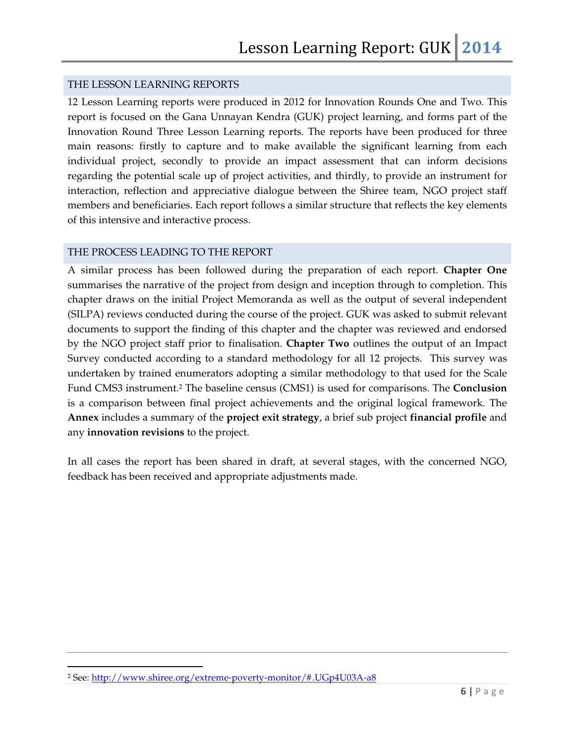## THE LESSON LEARNING REPORTS

12 Lesson Learning reports were produced in 2012 for Innovation Rounds One and Two. This report is focused on the Gana Unnayan Kendra (GUK) project learning, and forms part of the Innovation Round Three Lesson Learning reports. The reports have been produced for three main reasons: firstly to capture and to make available the significant learning from each individual project, secondly to provide an impact assessment that can inform decisions regarding the potential scale up of project activities, and thirdly, to provide an instrument for interaction, reflection and appreciative dialogue between the Shiree team, NGO project staff members and beneficiaries. Each report follows a similar structure that reflects the key elements of this intensive and interactive process.

## THE PROCESS LEADING TO THE REPORT

A similar process has been followed during the preparation of each report. **Chapter One** summarises the narrative of the project from design and inception through to completion. This chapter draws on the initial Project Memoranda as well as the output of several independent (SILPA) reviews conducted during the course of the project. GUK was asked to submit relevant documents to support the finding of this chapter and the chapter was reviewed and endorsed by the NGO project staff prior to finalisation. **Chapter Two** outlines the output of an Impact Survey conducted according to a standard methodology for all 12 projects. This survey was undertaken by trained enumerators adopting a similar methodology to that used for the Scale Fund CMS3 instrument.[2] The baseline census (CMS1) is used for comparisons. The **Conclusion** is a comparison between final project achievements and the original logical framework. The **Annex** includes a summary of the **project exit strategy**, a brief sub project **financial profile** and any **innovation revisions** to the project.

In all cases the report has been shared in draft, at several stages, with the concerned NGO, feedback has been received and appropriate adjustments made.

---

[2] See: http://www.shiree.org/extreme-poverty-monitor/#.UGp4U03A-a8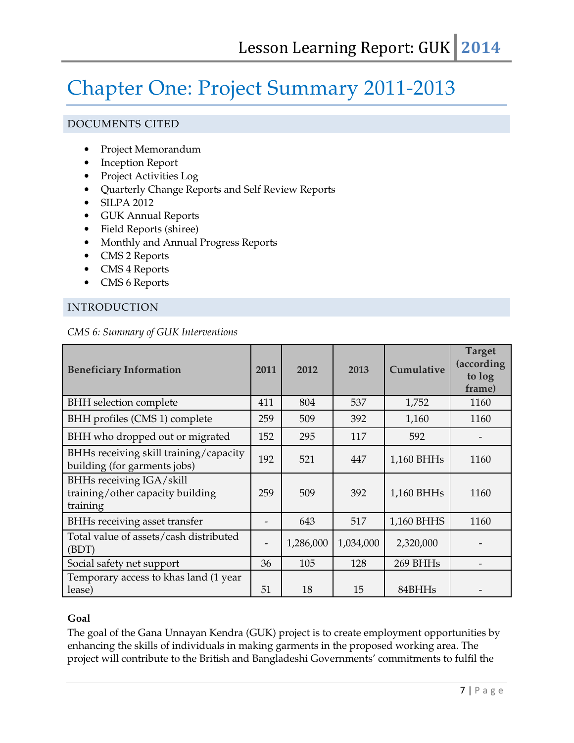# Chapter One: Project Summary 2011-2013

## DOCUMENTS CITED

- Project Memorandum
- Inception Report
- Project Activities Log
- Quarterly Change Reports and Self Review Reports
- SILPA 2012
- GUK Annual Reports
- Field Reports (shiree)
- Monthly and Annual Progress Reports
- CMS 2 Reports
- CMS 4 Reports
- CMS 6 Reports

## INTRODUCTION

*CMS 6: Summary of GUK Interventions*

| Beneficiary Information | 2011 | 2012 | 2013 | Cumulative | Target (according to log frame) |
|---|---|---|---|---|---|
| BHH selection complete | 411 | 804 | 537 | 1,752 | 1160 |
| BHH profiles (CMS 1) complete | 259 | 509 | 392 | 1,160 | 1160 |
| BHH who dropped out or migrated | 152 | 295 | 117 | 592 | - |
| BHHs receiving skill training/capacity building (for garments jobs) | 192 | 521 | 447 | 1,160 BHHs | 1160 |
| BHHs receiving IGA/skill training/other capacity building training | 259 | 509 | 392 | 1,160 BHHs | 1160 |
| BHHs receiving asset transfer | - | 643 | 517 | 1,160 BHHS | 1160 |
| Total value of assets/cash distributed (BDT) | - | 1,286,000 | 1,034,000 | 2,320,000 | - |
| Social safety net support | 36 | 105 | 128 | 269 BHHs | - |
| Temporary access to khas land (1 year lease) | 51 | 18 | 15 | 84BHHs | - |

**Goal**

The goal of the Gana Unnayan Kendra (GUK) project is to create employment opportunities by enhancing the skills of individuals in making garments in the proposed working area. The project will contribute to the British and Bangladeshi Governments' commitments to fulfil the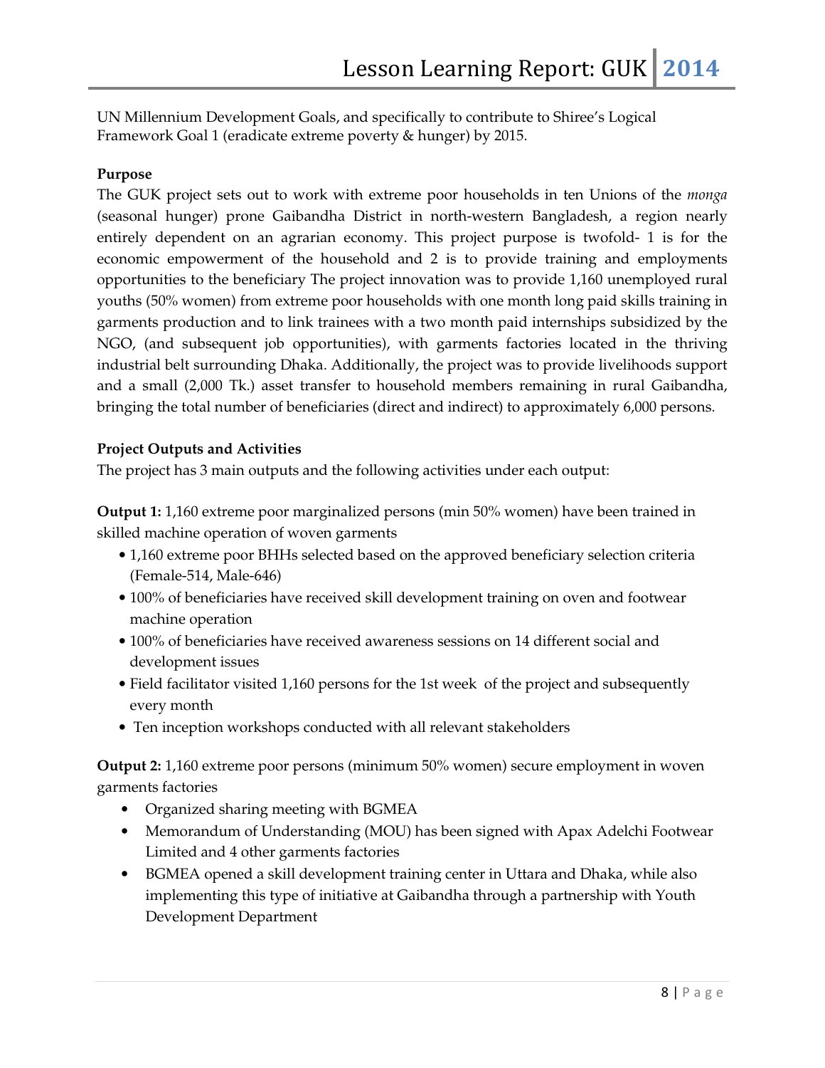UN Millennium Development Goals, and specifically to contribute to Shiree's Logical Framework Goal 1 (eradicate extreme poverty & hunger) by 2015.

**Purpose**

The GUK project sets out to work with extreme poor households in ten Unions of the *monga* (seasonal hunger) prone Gaibandha District in north-western Bangladesh, a region nearly entirely dependent on an agrarian economy. This project purpose is twofold- 1 is for the economic empowerment of the household and 2 is to provide training and employments opportunities to the beneficiary The project innovation was to provide 1,160 unemployed rural youths (50% women) from extreme poor households with one month long paid skills training in garments production and to link trainees with a two month paid internships subsidized by the NGO, (and subsequent job opportunities), with garments factories located in the thriving industrial belt surrounding Dhaka. Additionally, the project was to provide livelihoods support and a small (2,000 Tk.) asset transfer to household members remaining in rural Gaibandha, bringing the total number of beneficiaries (direct and indirect) to approximately 6,000 persons.

**Project Outputs and Activities**

The project has 3 main outputs and the following activities under each output:

**Output 1:** 1,160 extreme poor marginalized persons (min 50% women) have been trained in skilled machine operation of woven garments

- 1,160 extreme poor BHHs selected based on the approved beneficiary selection criteria (Female-514, Male-646)
- 100% of beneficiaries have received skill development training on oven and footwear machine operation
- 100% of beneficiaries have received awareness sessions on 14 different social and development issues
- Field facilitator visited 1,160 persons for the 1st week of the project and subsequently every month
- Ten inception workshops conducted with all relevant stakeholders

**Output 2:** 1,160 extreme poor persons (minimum 50% women) secure employment in woven garments factories

- Organized sharing meeting with BGMEA
- Memorandum of Understanding (MOU) has been signed with Apax Adelchi Footwear Limited and 4 other garments factories
- BGMEA opened a skill development training center in Uttara and Dhaka, while also implementing this type of initiative at Gaibandha through a partnership with Youth Development Department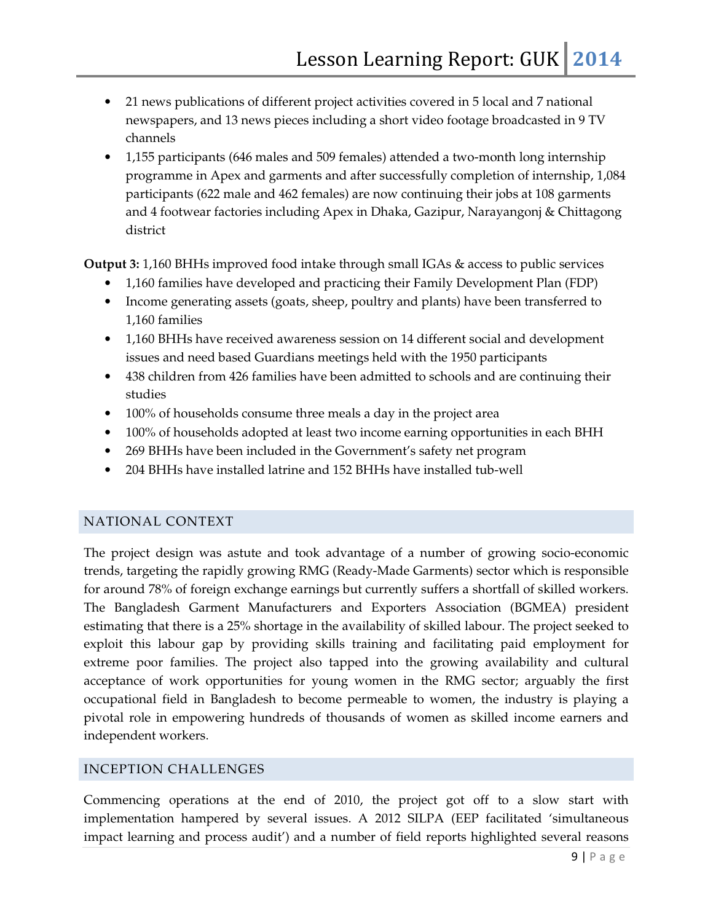- 21 news publications of different project activities covered in 5 local and 7 national newspapers, and 13 news pieces including a short video footage broadcasted in 9 TV channels
- 1,155 participants (646 males and 509 females) attended a two-month long internship programme in Apex and garments and after successfully completion of internship, 1,084 participants (622 male and 462 females) are now continuing their jobs at 108 garments and 4 footwear factories including Apex in Dhaka, Gazipur, Narayangonj & Chittagong district

**Output 3:** 1,160 BHHs improved food intake through small IGAs & access to public services

- 1,160 families have developed and practicing their Family Development Plan (FDP)
- Income generating assets (goats, sheep, poultry and plants) have been transferred to 1,160 families
- 1,160 BHHs have received awareness session on 14 different social and development issues and need based Guardians meetings held with the 1950 participants
- 438 children from 426 families have been admitted to schools and are continuing their studies
- 100% of households consume three meals a day in the project area
- 100% of households adopted at least two income earning opportunities in each BHH
- 269 BHHs have been included in the Government's safety net program
- 204 BHHs have installed latrine and 152 BHHs have installed tub-well

## NATIONAL CONTEXT

The project design was astute and took advantage of a number of growing socio-economic trends, targeting the rapidly growing RMG (Ready-Made Garments) sector which is responsible for around 78% of foreign exchange earnings but currently suffers a shortfall of skilled workers. The Bangladesh Garment Manufacturers and Exporters Association (BGMEA) president estimating that there is a 25% shortage in the availability of skilled labour. The project seeked to exploit this labour gap by providing skills training and facilitating paid employment for extreme poor families. The project also tapped into the growing availability and cultural acceptance of work opportunities for young women in the RMG sector; arguably the first occupational field in Bangladesh to become permeable to women, the industry is playing a pivotal role in empowering hundreds of thousands of women as skilled income earners and independent workers.

## INCEPTION CHALLENGES

Commencing operations at the end of 2010, the project got off to a slow start with implementation hampered by several issues. A 2012 SILPA (EEP facilitated 'simultaneous impact learning and process audit') and a number of field reports highlighted several reasons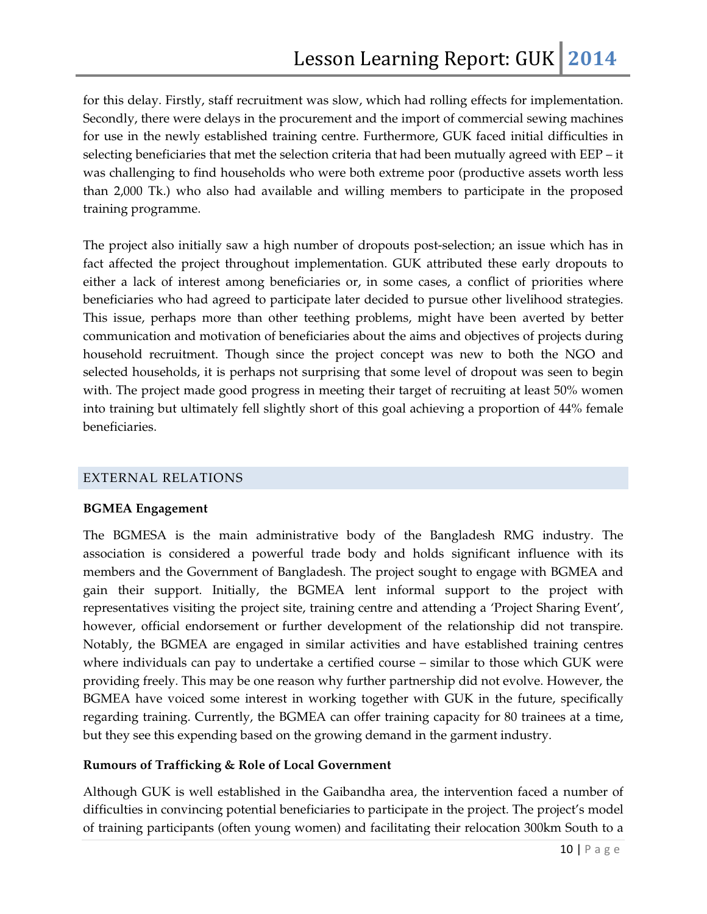for this delay. Firstly, staff recruitment was slow, which had rolling effects for implementation. Secondly, there were delays in the procurement and the import of commercial sewing machines for use in the newly established training centre. Furthermore, GUK faced initial difficulties in selecting beneficiaries that met the selection criteria that had been mutually agreed with EEP – it was challenging to find households who were both extreme poor (productive assets worth less than 2,000 Tk.) who also had available and willing members to participate in the proposed training programme.

The project also initially saw a high number of dropouts post-selection; an issue which has in fact affected the project throughout implementation. GUK attributed these early dropouts to either a lack of interest among beneficiaries or, in some cases, a conflict of priorities where beneficiaries who had agreed to participate later decided to pursue other livelihood strategies. This issue, perhaps more than other teething problems, might have been averted by better communication and motivation of beneficiaries about the aims and objectives of projects during household recruitment. Though since the project concept was new to both the NGO and selected households, it is perhaps not surprising that some level of dropout was seen to begin with. The project made good progress in meeting their target of recruiting at least 50% women into training but ultimately fell slightly short of this goal achieving a proportion of 44% female beneficiaries.

## EXTERNAL RELATIONS

**BGMEA Engagement**

The BGMESA is the main administrative body of the Bangladesh RMG industry. The association is considered a powerful trade body and holds significant influence with its members and the Government of Bangladesh. The project sought to engage with BGMEA and gain their support. Initially, the BGMEA lent informal support to the project with representatives visiting the project site, training centre and attending a 'Project Sharing Event', however, official endorsement or further development of the relationship did not transpire. Notably, the BGMEA are engaged in similar activities and have established training centres where individuals can pay to undertake a certified course – similar to those which GUK were providing freely. This may be one reason why further partnership did not evolve. However, the BGMEA have voiced some interest in working together with GUK in the future, specifically regarding training. Currently, the BGMEA can offer training capacity for 80 trainees at a time, but they see this expending based on the growing demand in the garment industry.

**Rumours of Trafficking & Role of Local Government**

Although GUK is well established in the Gaibandha area, the intervention faced a number of difficulties in convincing potential beneficiaries to participate in the project. The project's model of training participants (often young women) and facilitating their relocation 300km South to a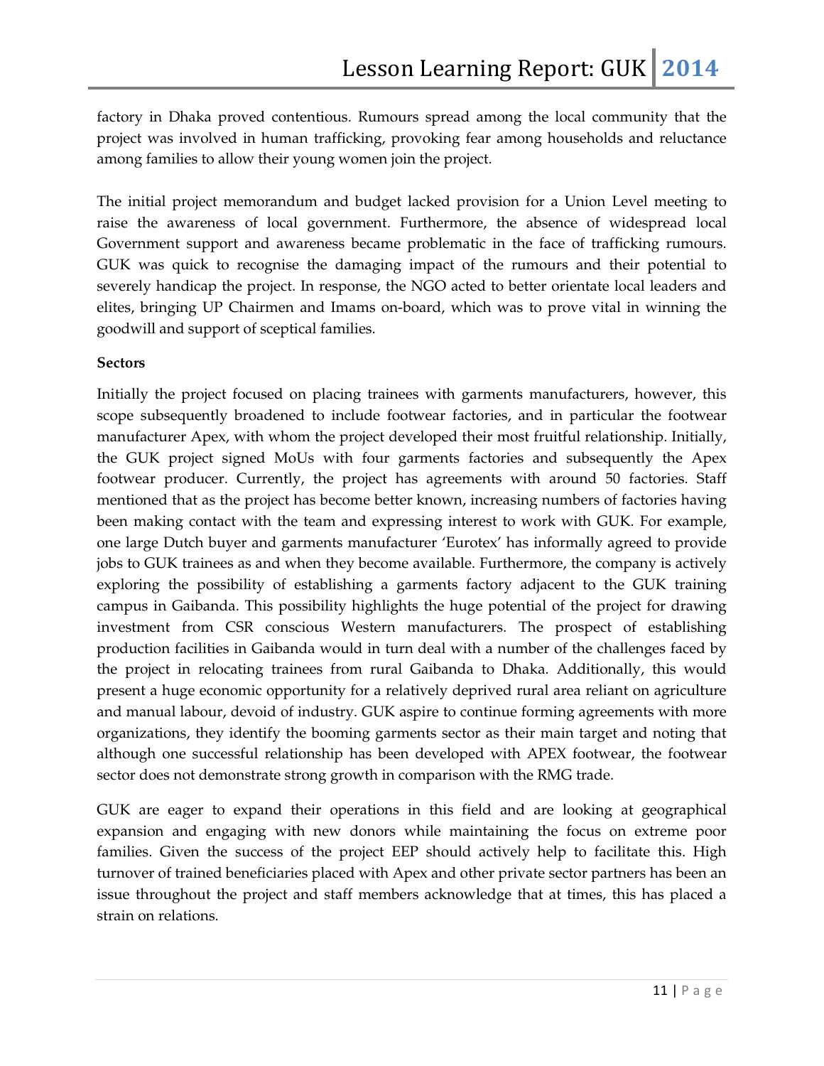factory in Dhaka proved contentious. Rumours spread among the local community that the project was involved in human trafficking, provoking fear among households and reluctance among families to allow their young women join the project.

The initial project memorandum and budget lacked provision for a Union Level meeting to raise the awareness of local government. Furthermore, the absence of widespread local Government support and awareness became problematic in the face of trafficking rumours. GUK was quick to recognise the damaging impact of the rumours and their potential to severely handicap the project. In response, the NGO acted to better orientate local leaders and elites, bringing UP Chairmen and Imams on-board, which was to prove vital in winning the goodwill and support of sceptical families.

**Sectors**

Initially the project focused on placing trainees with garments manufacturers, however, this scope subsequently broadened to include footwear factories, and in particular the footwear manufacturer Apex, with whom the project developed their most fruitful relationship. Initially, the GUK project signed MoUs with four garments factories and subsequently the Apex footwear producer. Currently, the project has agreements with around 50 factories. Staff mentioned that as the project has become better known, increasing numbers of factories having been making contact with the team and expressing interest to work with GUK. For example, one large Dutch buyer and garments manufacturer 'Eurotex' has informally agreed to provide jobs to GUK trainees as and when they become available. Furthermore, the company is actively exploring the possibility of establishing a garments factory adjacent to the GUK training campus in Gaibanda. This possibility highlights the huge potential of the project for drawing investment from CSR conscious Western manufacturers. The prospect of establishing production facilities in Gaibanda would in turn deal with a number of the challenges faced by the project in relocating trainees from rural Gaibanda to Dhaka. Additionally, this would present a huge economic opportunity for a relatively deprived rural area reliant on agriculture and manual labour, devoid of industry. GUK aspire to continue forming agreements with more organizations, they identify the booming garments sector as their main target and noting that although one successful relationship has been developed with APEX footwear, the footwear sector does not demonstrate strong growth in comparison with the RMG trade.

GUK are eager to expand their operations in this field and are looking at geographical expansion and engaging with new donors while maintaining the focus on extreme poor families. Given the success of the project EEP should actively help to facilitate this. High turnover of trained beneficiaries placed with Apex and other private sector partners has been an issue throughout the project and staff members acknowledge that at times, this has placed a strain on relations.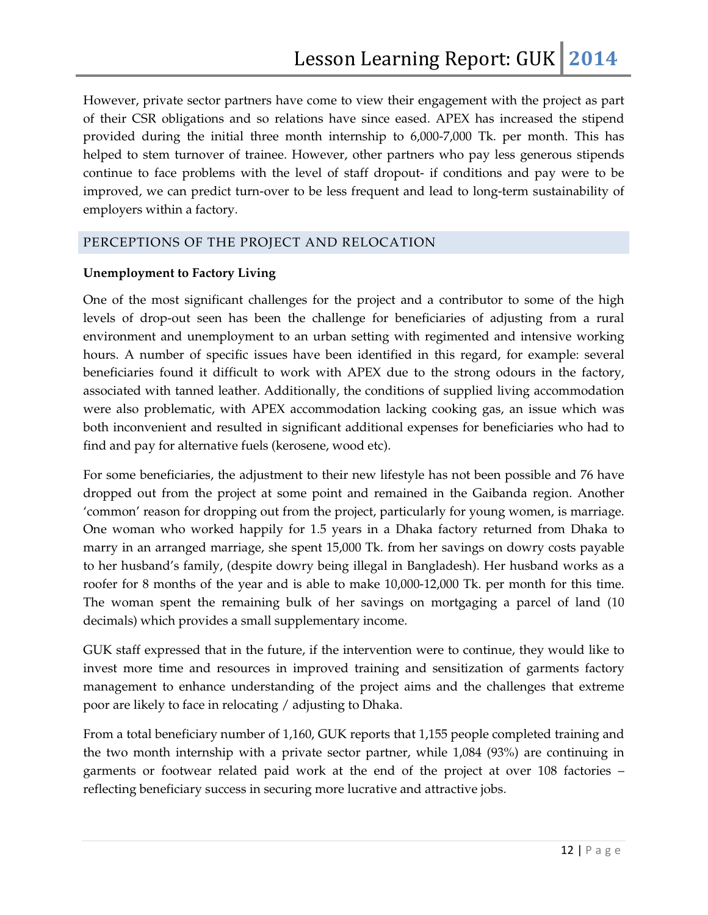However, private sector partners have come to view their engagement with the project as part of their CSR obligations and so relations have since eased. APEX has increased the stipend provided during the initial three month internship to 6,000-7,000 Tk. per month. This has helped to stem turnover of trainee. However, other partners who pay less generous stipends continue to face problems with the level of staff dropout- if conditions and pay were to be improved, we can predict turn-over to be less frequent and lead to long-term sustainability of employers within a factory.

## PERCEPTIONS OF THE PROJECT AND RELOCATION

**Unemployment to Factory Living**

One of the most significant challenges for the project and a contributor to some of the high levels of drop-out seen has been the challenge for beneficiaries of adjusting from a rural environment and unemployment to an urban setting with regimented and intensive working hours. A number of specific issues have been identified in this regard, for example: several beneficiaries found it difficult to work with APEX due to the strong odours in the factory, associated with tanned leather. Additionally, the conditions of supplied living accommodation were also problematic, with APEX accommodation lacking cooking gas, an issue which was both inconvenient and resulted in significant additional expenses for beneficiaries who had to find and pay for alternative fuels (kerosene, wood etc).

For some beneficiaries, the adjustment to their new lifestyle has not been possible and 76 have dropped out from the project at some point and remained in the Gaibanda region. Another 'common' reason for dropping out from the project, particularly for young women, is marriage. One woman who worked happily for 1.5 years in a Dhaka factory returned from Dhaka to marry in an arranged marriage, she spent 15,000 Tk. from her savings on dowry costs payable to her husband's family, (despite dowry being illegal in Bangladesh). Her husband works as a roofer for 8 months of the year and is able to make 10,000-12,000 Tk. per month for this time. The woman spent the remaining bulk of her savings on mortgaging a parcel of land (10 decimals) which provides a small supplementary income.

GUK staff expressed that in the future, if the intervention were to continue, they would like to invest more time and resources in improved training and sensitization of garments factory management to enhance understanding of the project aims and the challenges that extreme poor are likely to face in relocating / adjusting to Dhaka.

From a total beneficiary number of 1,160, GUK reports that 1,155 people completed training and the two month internship with a private sector partner, while 1,084 (93%) are continuing in garments or footwear related paid work at the end of the project at over 108 factories – reflecting beneficiary success in securing more lucrative and attractive jobs.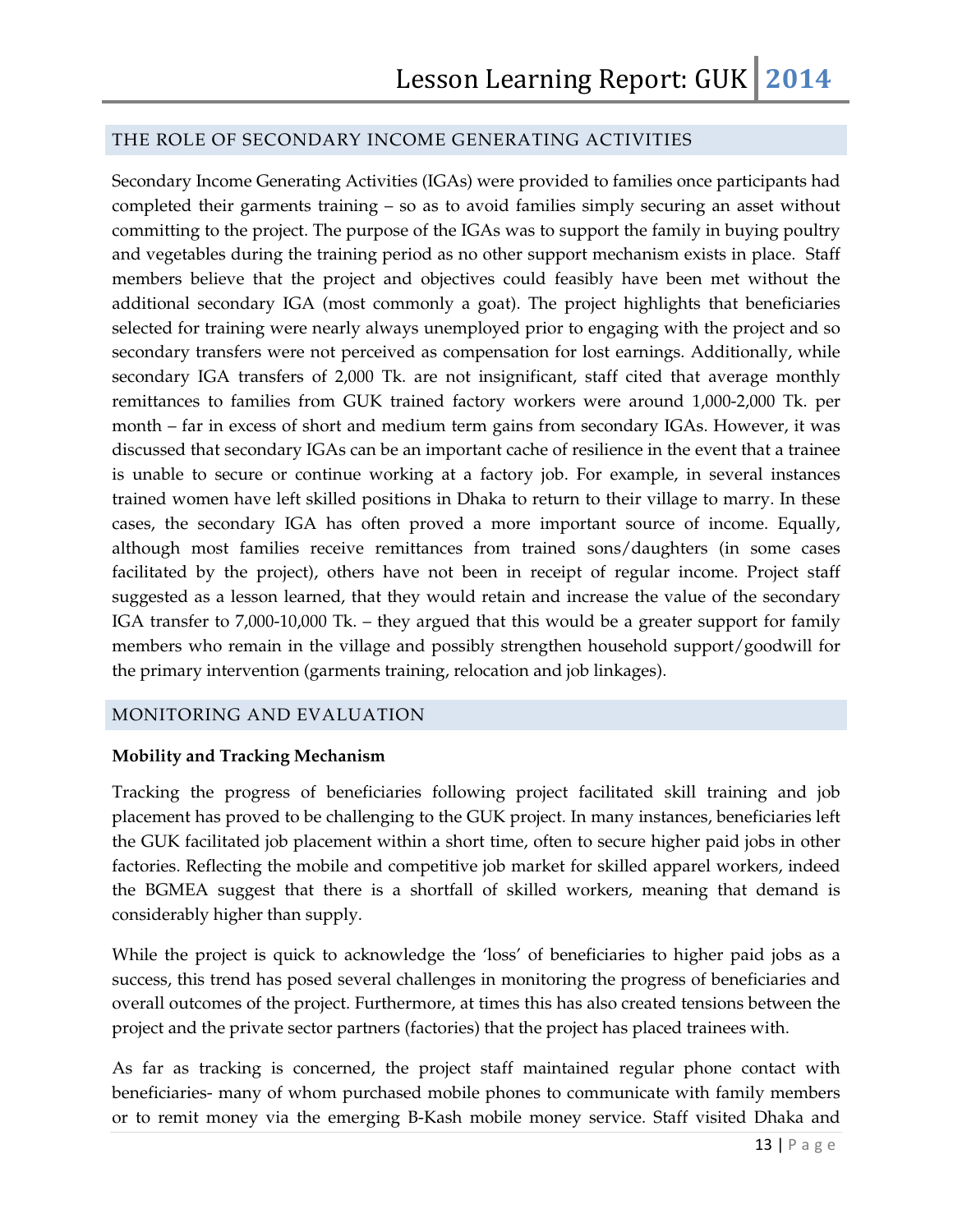## THE ROLE OF SECONDARY INCOME GENERATING ACTIVITIES

Secondary Income Generating Activities (IGAs) were provided to families once participants had completed their garments training – so as to avoid families simply securing an asset without committing to the project. The purpose of the IGAs was to support the family in buying poultry and vegetables during the training period as no other support mechanism exists in place. Staff members believe that the project and objectives could feasibly have been met without the additional secondary IGA (most commonly a goat). The project highlights that beneficiaries selected for training were nearly always unemployed prior to engaging with the project and so secondary transfers were not perceived as compensation for lost earnings. Additionally, while secondary IGA transfers of 2,000 Tk. are not insignificant, staff cited that average monthly remittances to families from GUK trained factory workers were around 1,000-2,000 Tk. per month – far in excess of short and medium term gains from secondary IGAs. However, it was discussed that secondary IGAs can be an important cache of resilience in the event that a trainee is unable to secure or continue working at a factory job. For example, in several instances trained women have left skilled positions in Dhaka to return to their village to marry. In these cases, the secondary IGA has often proved a more important source of income. Equally, although most families receive remittances from trained sons/daughters (in some cases facilitated by the project), others have not been in receipt of regular income. Project staff suggested as a lesson learned, that they would retain and increase the value of the secondary IGA transfer to 7,000-10,000 Tk. – they argued that this would be a greater support for family members who remain in the village and possibly strengthen household support/goodwill for the primary intervention (garments training, relocation and job linkages).

## MONITORING AND EVALUATION

**Mobility and Tracking Mechanism**

Tracking the progress of beneficiaries following project facilitated skill training and job placement has proved to be challenging to the GUK project. In many instances, beneficiaries left the GUK facilitated job placement within a short time, often to secure higher paid jobs in other factories. Reflecting the mobile and competitive job market for skilled apparel workers, indeed the BGMEA suggest that there is a shortfall of skilled workers, meaning that demand is considerably higher than supply.

While the project is quick to acknowledge the 'loss' of beneficiaries to higher paid jobs as a success, this trend has posed several challenges in monitoring the progress of beneficiaries and overall outcomes of the project. Furthermore, at times this has also created tensions between the project and the private sector partners (factories) that the project has placed trainees with.

As far as tracking is concerned, the project staff maintained regular phone contact with beneficiaries- many of whom purchased mobile phones to communicate with family members or to remit money via the emerging B-Kash mobile money service. Staff visited Dhaka and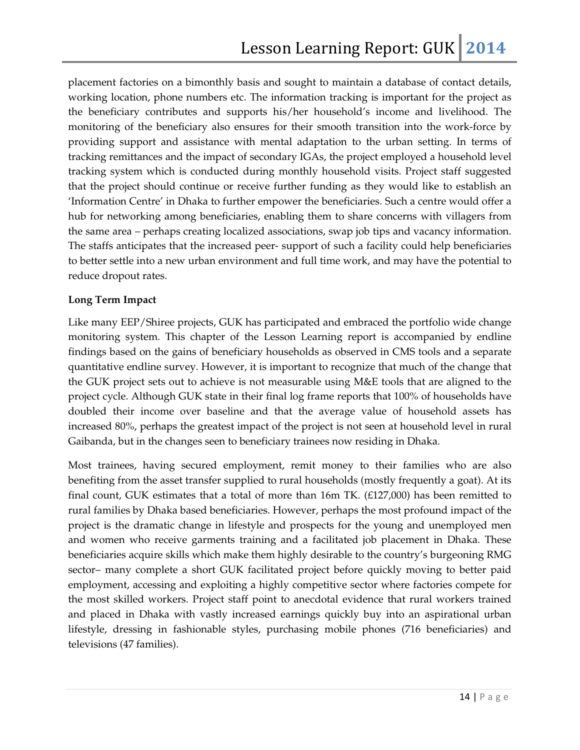placement factories on a bimonthly basis and sought to maintain a database of contact details, working location, phone numbers etc. The information tracking is important for the project as the beneficiary contributes and supports his/her household's income and livelihood. The monitoring of the beneficiary also ensures for their smooth transition into the work-force by providing support and assistance with mental adaptation to the urban setting. In terms of tracking remittances and the impact of secondary IGAs, the project employed a household level tracking system which is conducted during monthly household visits. Project staff suggested that the project should continue or receive further funding as they would like to establish an 'Information Centre' in Dhaka to further empower the beneficiaries. Such a centre would offer a hub for networking among beneficiaries, enabling them to share concerns with villagers from the same area – perhaps creating localized associations, swap job tips and vacancy information. The staffs anticipates that the increased peer- support of such a facility could help beneficiaries to better settle into a new urban environment and full time work, and may have the potential to reduce dropout rates.

**Long Term Impact**

Like many EEP/Shiree projects, GUK has participated and embraced the portfolio wide change monitoring system. This chapter of the Lesson Learning report is accompanied by endline findings based on the gains of beneficiary households as observed in CMS tools and a separate quantitative endline survey. However, it is important to recognize that much of the change that the GUK project sets out to achieve is not measurable using M&E tools that are aligned to the project cycle. Although GUK state in their final log frame reports that 100% of households have doubled their income over baseline and that the average value of household assets has increased 80%, perhaps the greatest impact of the project is not seen at household level in rural Gaibanda, but in the changes seen to beneficiary trainees now residing in Dhaka.

Most trainees, having secured employment, remit money to their families who are also benefiting from the asset transfer supplied to rural households (mostly frequently a goat). At its final count, GUK estimates that a total of more than 16m TK. (£127,000) has been remitted to rural families by Dhaka based beneficiaries. However, perhaps the most profound impact of the project is the dramatic change in lifestyle and prospects for the young and unemployed men and women who receive garments training and a facilitated job placement in Dhaka. These beneficiaries acquire skills which make them highly desirable to the country's burgeoning RMG sector– many complete a short GUK facilitated project before quickly moving to better paid employment, accessing and exploiting a highly competitive sector where factories compete for the most skilled workers. Project staff point to anecdotal evidence that rural workers trained and placed in Dhaka with vastly increased earnings quickly buy into an aspirational urban lifestyle, dressing in fashionable styles, purchasing mobile phones (716 beneficiaries) and televisions (47 families).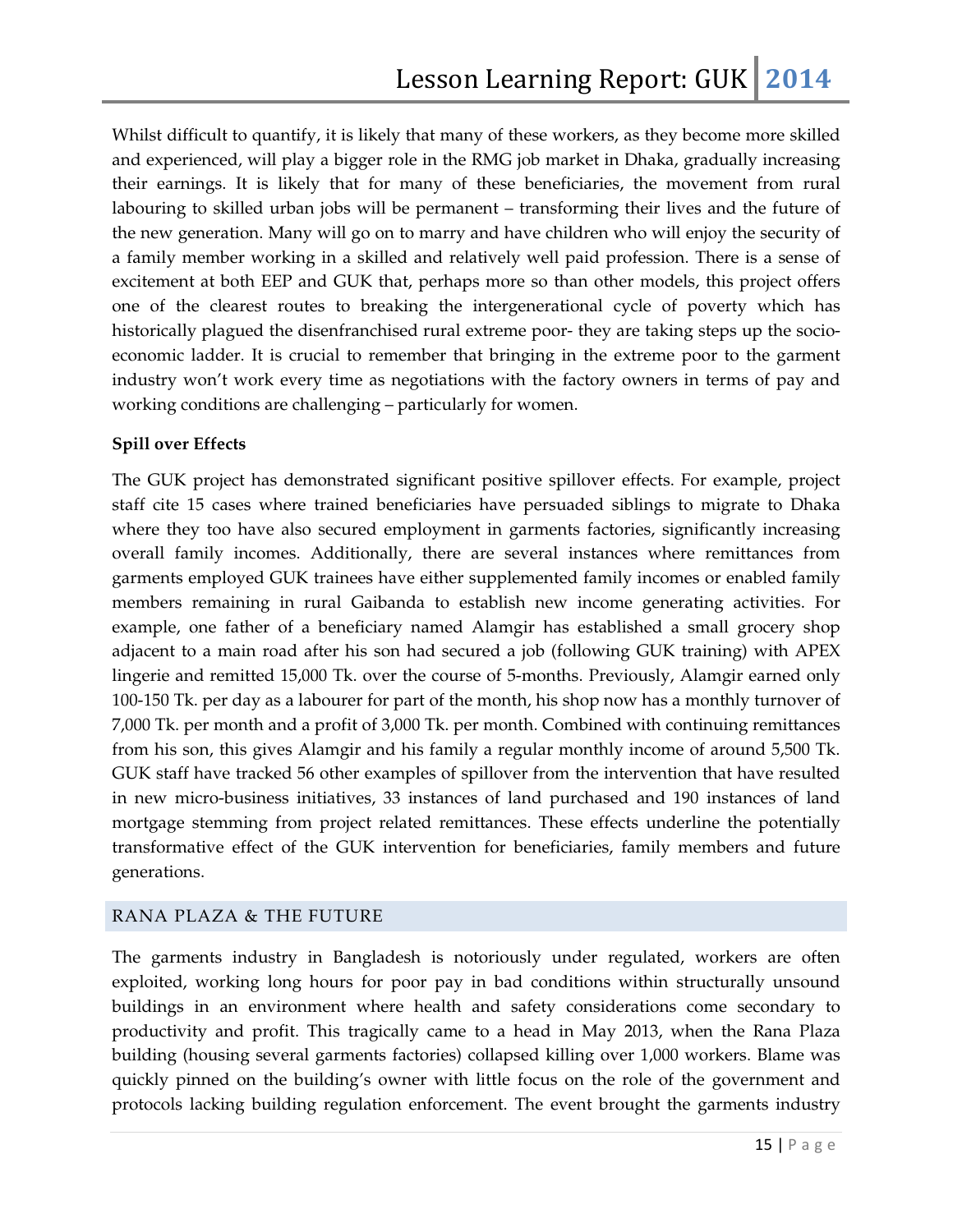Whilst difficult to quantify, it is likely that many of these workers, as they become more skilled and experienced, will play a bigger role in the RMG job market in Dhaka, gradually increasing their earnings. It is likely that for many of these beneficiaries, the movement from rural labouring to skilled urban jobs will be permanent – transforming their lives and the future of the new generation. Many will go on to marry and have children who will enjoy the security of a family member working in a skilled and relatively well paid profession. There is a sense of excitement at both EEP and GUK that, perhaps more so than other models, this project offers one of the clearest routes to breaking the intergenerational cycle of poverty which has historically plagued the disenfranchised rural extreme poor- they are taking steps up the socio-economic ladder. It is crucial to remember that bringing in the extreme poor to the garment industry won't work every time as negotiations with the factory owners in terms of pay and working conditions are challenging – particularly for women.

**Spill over Effects**

The GUK project has demonstrated significant positive spillover effects. For example, project staff cite 15 cases where trained beneficiaries have persuaded siblings to migrate to Dhaka where they too have also secured employment in garments factories, significantly increasing overall family incomes. Additionally, there are several instances where remittances from garments employed GUK trainees have either supplemented family incomes or enabled family members remaining in rural Gaibanda to establish new income generating activities. For example, one father of a beneficiary named Alamgir has established a small grocery shop adjacent to a main road after his son had secured a job (following GUK training) with APEX lingerie and remitted 15,000 Tk. over the course of 5-months. Previously, Alamgir earned only 100-150 Tk. per day as a labourer for part of the month, his shop now has a monthly turnover of 7,000 Tk. per month and a profit of 3,000 Tk. per month. Combined with continuing remittances from his son, this gives Alamgir and his family a regular monthly income of around 5,500 Tk. GUK staff have tracked 56 other examples of spillover from the intervention that have resulted in new micro-business initiatives, 33 instances of land purchased and 190 instances of land mortgage stemming from project related remittances. These effects underline the potentially transformative effect of the GUK intervention for beneficiaries, family members and future generations.

## RANA PLAZA & THE FUTURE

The garments industry in Bangladesh is notoriously under regulated, workers are often exploited, working long hours for poor pay in bad conditions within structurally unsound buildings in an environment where health and safety considerations come secondary to productivity and profit. This tragically came to a head in May 2013, when the Rana Plaza building (housing several garments factories) collapsed killing over 1,000 workers. Blame was quickly pinned on the building's owner with little focus on the role of the government and protocols lacking building regulation enforcement. The event brought the garments industry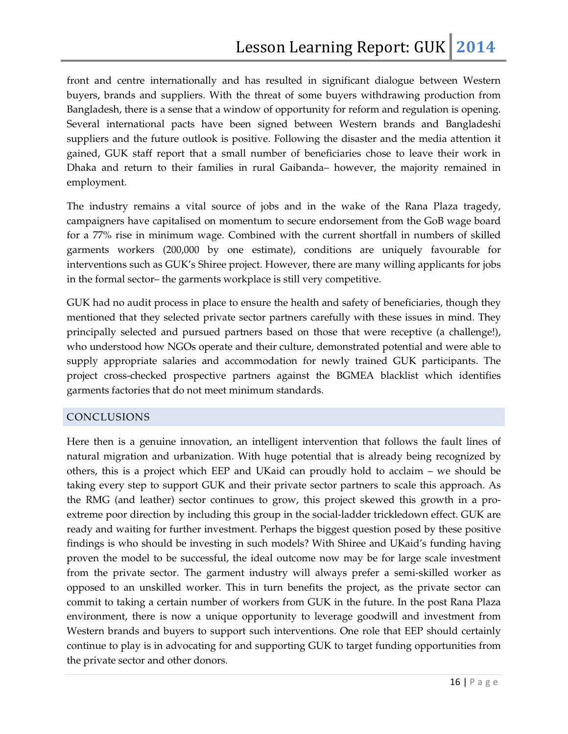front and centre internationally and has resulted in significant dialogue between Western buyers, brands and suppliers. With the threat of some buyers withdrawing production from Bangladesh, there is a sense that a window of opportunity for reform and regulation is opening. Several international pacts have been signed between Western brands and Bangladeshi suppliers and the future outlook is positive. Following the disaster and the media attention it gained, GUK staff report that a small number of beneficiaries chose to leave their work in Dhaka and return to their families in rural Gaibanda– however, the majority remained in employment.

The industry remains a vital source of jobs and in the wake of the Rana Plaza tragedy, campaigners have capitalised on momentum to secure endorsement from the GoB wage board for a 77% rise in minimum wage. Combined with the current shortfall in numbers of skilled garments workers (200,000 by one estimate), conditions are uniquely favourable for interventions such as GUK's Shiree project. However, there are many willing applicants for jobs in the formal sector– the garments workplace is still very competitive.

GUK had no audit process in place to ensure the health and safety of beneficiaries, though they mentioned that they selected private sector partners carefully with these issues in mind. They principally selected and pursued partners based on those that were receptive (a challenge!), who understood how NGOs operate and their culture, demonstrated potential and were able to supply appropriate salaries and accommodation for newly trained GUK participants. The project cross-checked prospective partners against the BGMEA blacklist which identifies garments factories that do not meet minimum standards.

## CONCLUSIONS

Here then is a genuine innovation, an intelligent intervention that follows the fault lines of natural migration and urbanization. With huge potential that is already being recognized by others, this is a project which EEP and UKaid can proudly hold to acclaim – we should be taking every step to support GUK and their private sector partners to scale this approach. As the RMG (and leather) sector continues to grow, this project skewed this growth in a pro-extreme poor direction by including this group in the social-ladder trickledown effect. GUK are ready and waiting for further investment. Perhaps the biggest question posed by these positive findings is who should be investing in such models? With Shiree and UKaid's funding having proven the model to be successful, the ideal outcome now may be for large scale investment from the private sector. The garment industry will always prefer a semi-skilled worker as opposed to an unskilled worker. This in turn benefits the project, as the private sector can commit to taking a certain number of workers from GUK in the future. In the post Rana Plaza environment, there is now a unique opportunity to leverage goodwill and investment from Western brands and buyers to support such interventions. One role that EEP should certainly continue to play is in advocating for and supporting GUK to target funding opportunities from the private sector and other donors.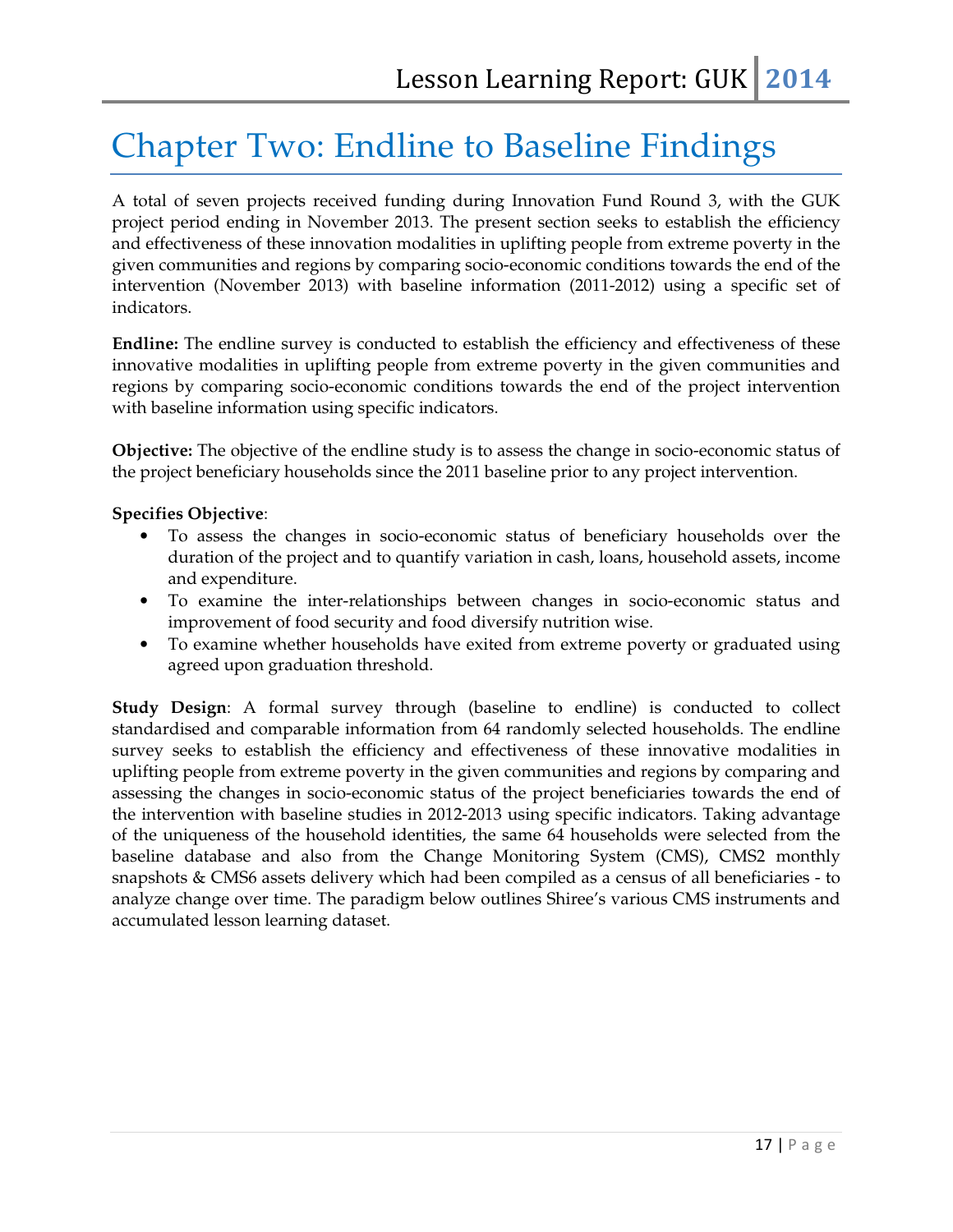# Chapter Two: Endline to Baseline Findings

A total of seven projects received funding during Innovation Fund Round 3, with the GUK project period ending in November 2013. The present section seeks to establish the efficiency and effectiveness of these innovation modalities in uplifting people from extreme poverty in the given communities and regions by comparing socio-economic conditions towards the end of the intervention (November 2013) with baseline information (2011-2012) using a specific set of indicators.

**Endline:** The endline survey is conducted to establish the efficiency and effectiveness of these innovative modalities in uplifting people from extreme poverty in the given communities and regions by comparing socio-economic conditions towards the end of the project intervention with baseline information using specific indicators.

**Objective:** The objective of the endline study is to assess the change in socio-economic status of the project beneficiary households since the 2011 baseline prior to any project intervention.

**Specifies Objective**:

- To assess the changes in socio-economic status of beneficiary households over the duration of the project and to quantify variation in cash, loans, household assets, income and expenditure.
- To examine the inter-relationships between changes in socio-economic status and improvement of food security and food diversify nutrition wise.
- To examine whether households have exited from extreme poverty or graduated using agreed upon graduation threshold.

**Study Design**: A formal survey through (baseline to endline) is conducted to collect standardised and comparable information from 64 randomly selected households. The endline survey seeks to establish the efficiency and effectiveness of these innovative modalities in uplifting people from extreme poverty in the given communities and regions by comparing and assessing the changes in socio-economic status of the project beneficiaries towards the end of the intervention with baseline studies in 2012-2013 using specific indicators. Taking advantage of the uniqueness of the household identities, the same 64 households were selected from the baseline database and also from the Change Monitoring System (CMS), CMS2 monthly snapshots & CMS6 assets delivery which had been compiled as a census of all beneficiaries - to analyze change over time. The paradigm below outlines Shiree's various CMS instruments and accumulated lesson learning dataset.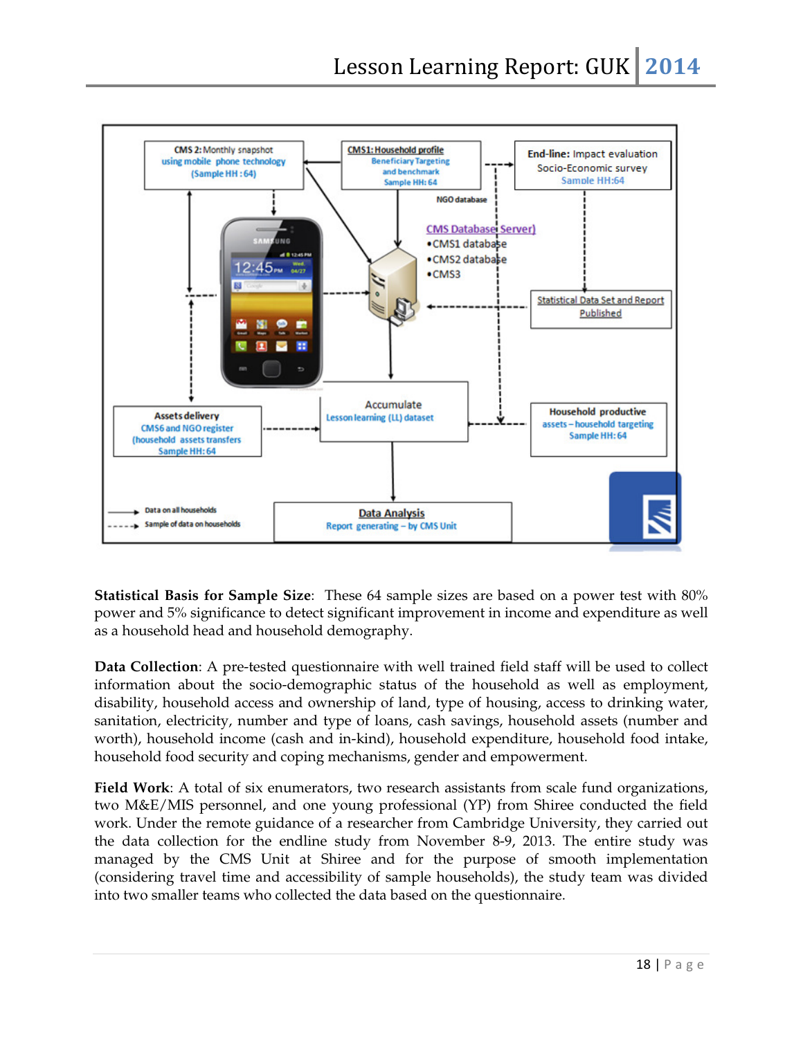**Statistical Basis for Sample Size**: These 64 sample sizes are based on a power test with 80% power and 5% significance to detect significant improvement in income and expenditure as well as a household head and household demography.

**Data Collection**: A pre-tested questionnaire with well trained field staff will be used to collect information about the socio-demographic status of the household as well as employment, disability, household access and ownership of land, type of housing, access to drinking water, sanitation, electricity, number and type of loans, cash savings, household assets (number and worth), household income (cash and in-kind), household expenditure, household food intake, household food security and coping mechanisms, gender and empowerment.

**Field Work**: A total of six enumerators, two research assistants from scale fund organizations, two M&E/MIS personnel, and one young professional (YP) from Shiree conducted the field work. Under the remote guidance of a researcher from Cambridge University, they carried out the data collection for the endline study from November 8-9, 2013. The entire study was managed by the CMS Unit at Shiree and for the purpose of smooth implementation (considering travel time and accessibility of sample households), the study team was divided into two smaller teams who collected the data based on the questionnaire.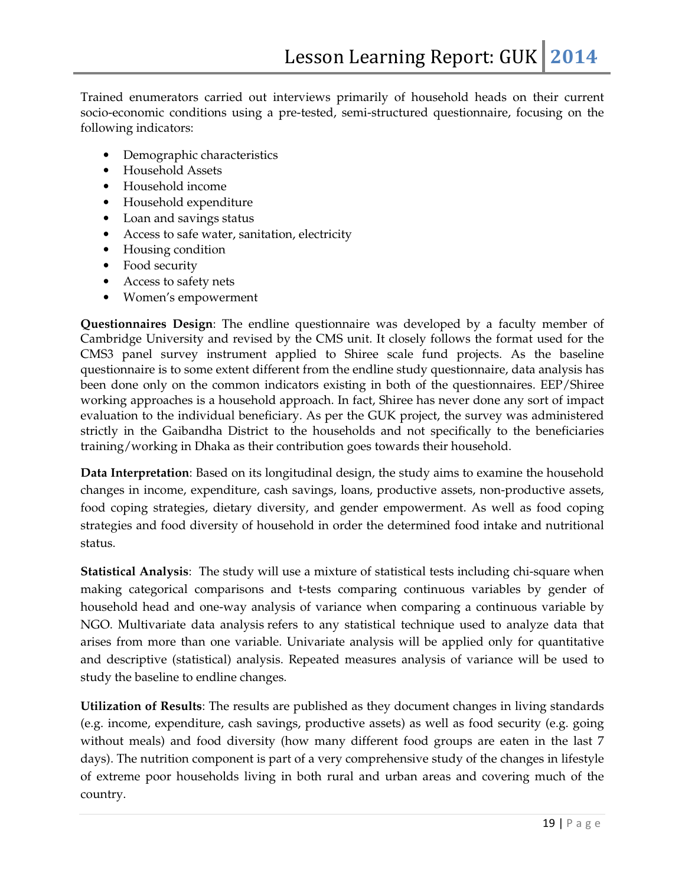Trained enumerators carried out interviews primarily of household heads on their current socio-economic conditions using a pre-tested, semi-structured questionnaire, focusing on the following indicators:

- Demographic characteristics
- Household Assets
- Household income
- Household expenditure
- Loan and savings status
- Access to safe water, sanitation, electricity
- Housing condition
- Food security
- Access to safety nets
- Women's empowerment

**Questionnaires Design**: The endline questionnaire was developed by a faculty member of Cambridge University and revised by the CMS unit. It closely follows the format used for the CMS3 panel survey instrument applied to Shiree scale fund projects. As the baseline questionnaire is to some extent different from the endline study questionnaire, data analysis has been done only on the common indicators existing in both of the questionnaires. EEP/Shiree working approaches is a household approach. In fact, Shiree has never done any sort of impact evaluation to the individual beneficiary. As per the GUK project, the survey was administered strictly in the Gaibandha District to the households and not specifically to the beneficiaries training/working in Dhaka as their contribution goes towards their household.

**Data Interpretation**: Based on its longitudinal design, the study aims to examine the household changes in income, expenditure, cash savings, loans, productive assets, non-productive assets, food coping strategies, dietary diversity, and gender empowerment. As well as food coping strategies and food diversity of household in order the determined food intake and nutritional status.

**Statistical Analysis**: The study will use a mixture of statistical tests including chi-square when making categorical comparisons and t-tests comparing continuous variables by gender of household head and one-way analysis of variance when comparing a continuous variable by NGO. Multivariate data analysis refers to any statistical technique used to analyze data that arises from more than one variable. Univariate analysis will be applied only for quantitative and descriptive (statistical) analysis. Repeated measures analysis of variance will be used to study the baseline to endline changes.

**Utilization of Results**: The results are published as they document changes in living standards (e.g. income, expenditure, cash savings, productive assets) as well as food security (e.g. going without meals) and food diversity (how many different food groups are eaten in the last 7 days). The nutrition component is part of a very comprehensive study of the changes in lifestyle of extreme poor households living in both rural and urban areas and covering much of the country.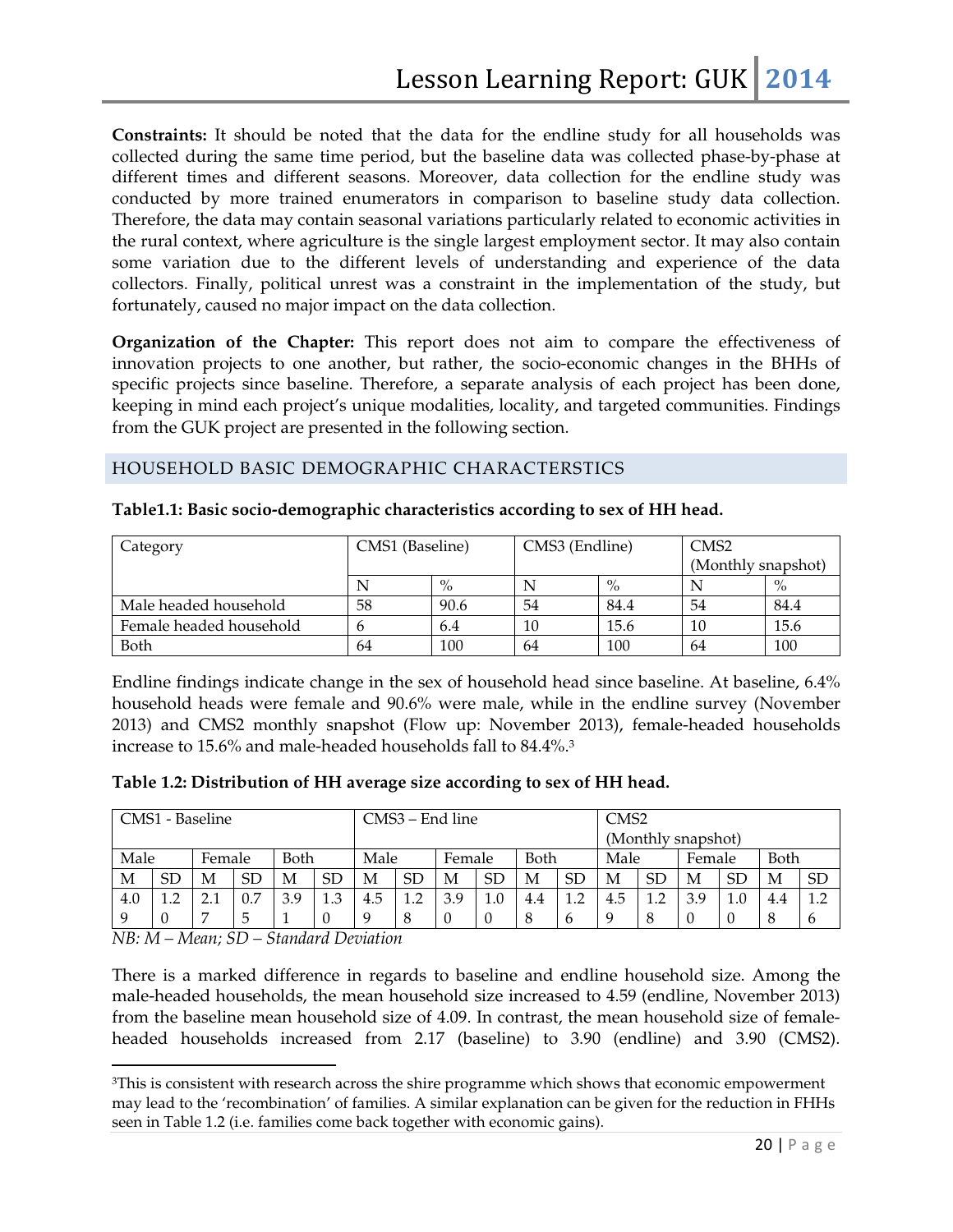**Constraints:** It should be noted that the data for the endline study for all households was collected during the same time period, but the baseline data was collected phase-by-phase at different times and different seasons. Moreover, data collection for the endline study was conducted by more trained enumerators in comparison to baseline study data collection. Therefore, the data may contain seasonal variations particularly related to economic activities in the rural context, where agriculture is the single largest employment sector. It may also contain some variation due to the different levels of understanding and experience of the data collectors. Finally, political unrest was a constraint in the implementation of the study, but fortunately, caused no major impact on the data collection.

**Organization of the Chapter:** This report does not aim to compare the effectiveness of innovation projects to one another, but rather, the socio-economic changes in the BHHs of specific projects since baseline. Therefore, a separate analysis of each project has been done, keeping in mind each project's unique modalities, locality, and targeted communities. Findings from the GUK project are presented in the following section.

## HOUSEHOLD BASIC DEMOGRAPHIC CHARACTERSTICS

**Table1.1: Basic socio-demographic characteristics according to sex of HH head.**

| Category | CMS1 (Baseline) | | CMS3 (Endline) | | CMS2 (Monthly snapshot) | |
|---|---|---|---|---|---|---|
| | N | % | N | % | N | % |
| Male headed household | 58 | 90.6 | 54 | 84.4 | 54 | 84.4 |
| Female headed household | 6 | 6.4 | 10 | 15.6 | 10 | 15.6 |
| Both | 64 | 100 | 64 | 100 | 64 | 100 |

Endline findings indicate change in the sex of household head since baseline. At baseline, 6.4% household heads were female and 90.6% were male, while in the endline survey (November 2013) and CMS2 monthly snapshot (Flow up: November 2013), female-headed households increase to 15.6% and male-headed households fall to 84.4%.[3]

**Table 1.2: Distribution of HH average size according to sex of HH head.**

| CMS1 - Baseline | | | | | | CMS3 – End line | | | | | | CMS2 (Monthly snapshot) | | | | | |
|---|---|---|---|---|---|---|---|---|---|---|---|---|---|---|---|---|---|
| Male | | Female | | Both | | Male | | Female | | Both | | Male | | Female | | Both | |
| M | SD | M | SD | M | SD | M | SD | M | SD | M | SD | M | SD | M | SD | M | SD |
| 4.09 | 1.20 | 2.17 | 0.75 | 3.91 | 1.30 | 4.59 | 1.28 | 3.90 | 1.00 | 4.48 | 1.26 | 4.59 | 1.28 | 3.90 | 1.00 | 4.48 | 1.26 |

*NB: M – Mean; SD – Standard Deviation*

There is a marked difference in regards to baseline and endline household size. Among the male-headed households, the mean household size increased to 4.59 (endline, November 2013) from the baseline mean household size of 4.09. In contrast, the mean household size of female-headed households increased from 2.17 (baseline) to 3.90 (endline) and 3.90 (CMS2).

[3]This is consistent with research across the shire programme which shows that economic empowerment may lead to the 'recombination' of families. A similar explanation can be given for the reduction in FHHs seen in Table 1.2 (i.e. families come back together with economic gains).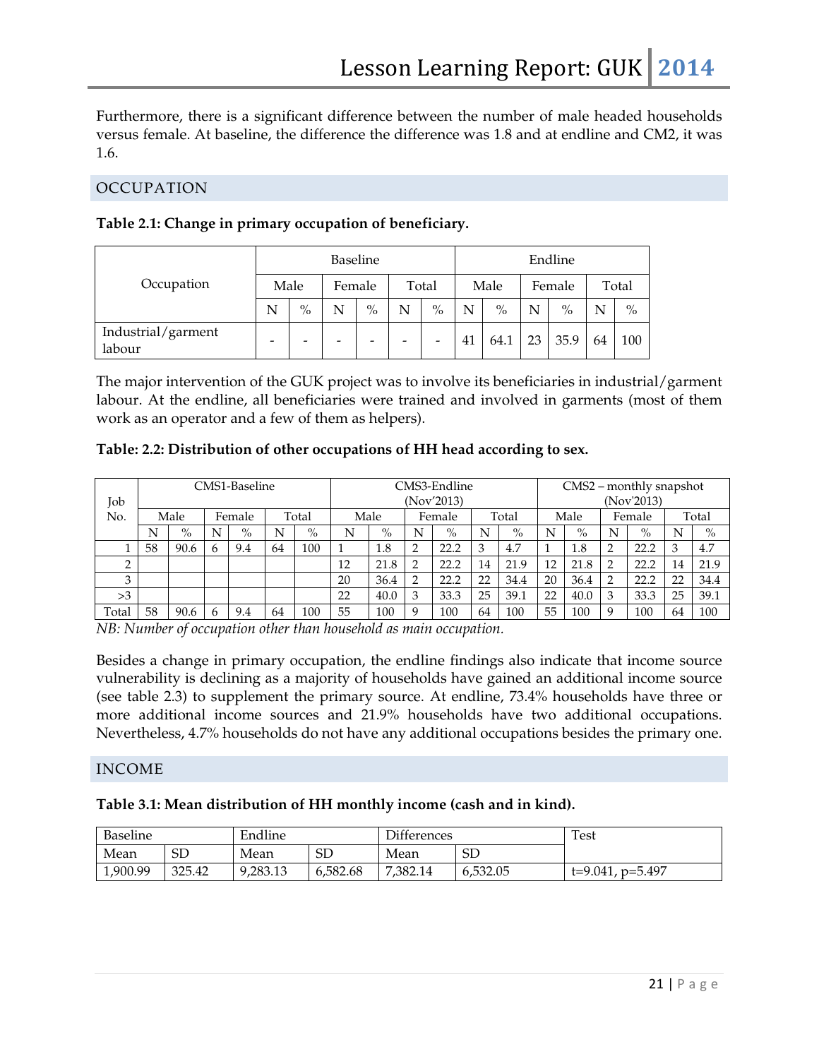Furthermore, there is a significant difference between the number of male headed households versus female. At baseline, the difference the difference was 1.8 and at endline and CM2, it was 1.6.

## OCCUPATION

**Table 2.1: Change in primary occupation of beneficiary.**

| Occupation | Baseline | | | | | | Endline | | | | | |
|---|---|---|---|---|---|---|---|---|---|---|---|---|
| | Male | | Female | | Total | | Male | | Female | | Total | |
| | N | % | N | % | N | % | N | % | N | % | N | % |
| Industrial/garment labour | - | - | - | - | - | - | 41 | 64.1 | 23 | 35.9 | 64 | 100 |

The major intervention of the GUK project was to involve its beneficiaries in industrial/garment labour. At the endline, all beneficiaries were trained and involved in garments (most of them work as an operator and a few of them as helpers).

**Table: 2.2: Distribution of other occupations of HH head according to sex.**

| Job No. | CMS1-Baseline | | | | | | CMS3-Endline (Nov'2013) | | | | | | CMS2 – monthly snapshot (Nov'2013) | | | | | |
|---|---|---|---|---|---|---|---|---|---|---|---|---|---|---|---|---|---|---|
| | Male | | Female | | Total | | Male | | Female | | Total | | Male | | Female | | Total | |
| | N | % | N | % | N | % | N | % | N | % | N | % | N | % | N | % | N | % |
| 1 | 58 | 90.6 | 6 | 9.4 | 64 | 100 | 1 | 1.8 | 2 | 22.2 | 3 | 4.7 | 1 | 1.8 | 2 | 22.2 | 3 | 4.7 |
| 2 | | | | | | | 12 | 21.8 | 2 | 22.2 | 14 | 21.9 | 12 | 21.8 | 2 | 22.2 | 14 | 21.9 |
| 3 | | | | | | | 20 | 36.4 | 2 | 22.2 | 22 | 34.4 | 20 | 36.4 | 2 | 22.2 | 22 | 34.4 |
| >3 | | | | | | | 22 | 40.0 | 3 | 33.3 | 25 | 39.1 | 22 | 40.0 | 3 | 33.3 | 25 | 39.1 |
| Total | 58 | 90.6 | 6 | 9.4 | 64 | 100 | 55 | 100 | 9 | 100 | 64 | 100 | 55 | 100 | 9 | 100 | 64 | 100 |

*NB: Number of occupation other than household as main occupation.*

Besides a change in primary occupation, the endline findings also indicate that income source vulnerability is declining as a majority of households have gained an additional income source (see table 2.3) to supplement the primary source. At endline, 73.4% households have three or more additional income sources and 21.9% households have two additional occupations. Nevertheless, 4.7% households do not have any additional occupations besides the primary one.

## INCOME

**Table 3.1: Mean distribution of HH monthly income (cash and in kind).**

| Baseline | | Endline | | Differences | | Test |
|---|---|---|---|---|---|---|
| Mean | SD | Mean | SD | Mean | SD | |
| 1,900.99 | 325.42 | 9,283.13 | 6,582.68 | 7,382.14 | 6,532.05 | t=9.041, p=5.497 |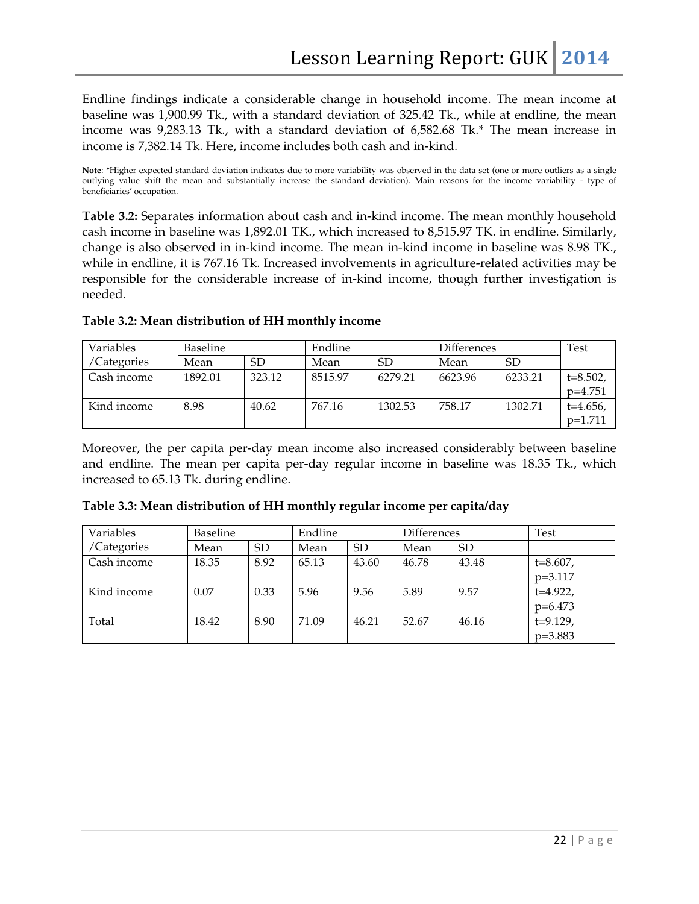Endline findings indicate a considerable change in household income. The mean income at baseline was 1,900.99 Tk., with a standard deviation of 325.42 Tk., while at endline, the mean income was 9,283.13 Tk., with a standard deviation of 6,582.68 Tk.* The mean increase in income is 7,382.14 Tk. Here, income includes both cash and in-kind.

**Note**: *Higher expected standard deviation indicates due to more variability was observed in the data set (one or more outliers as a single outlying value shift the mean and substantially increase the standard deviation). Main reasons for the income variability - type of beneficiaries' occupation.

**Table 3.2:** Separates information about cash and in-kind income. The mean monthly household cash income in baseline was 1,892.01 TK., which increased to 8,515.97 TK. in endline. Similarly, change is also observed in in-kind income. The mean in-kind income in baseline was 8.98 TK., while in endline, it is 767.16 Tk. Increased involvements in agriculture-related activities may be responsible for the considerable increase of in-kind income, though further investigation is needed.

**Table 3.2: Mean distribution of HH monthly income**

| Variables /Categories | Baseline | | Endline | | Differences | | Test |
|---|---|---|---|---|---|---|---|
| | Mean | SD | Mean | SD | Mean | SD | |
| Cash income | 1892.01 | 323.12 | 8515.97 | 6279.21 | 6623.96 | 6233.21 | t=8.502, p=4.751 |
| Kind income | 8.98 | 40.62 | 767.16 | 1302.53 | 758.17 | 1302.71 | t=4.656, p=1.711 |

Moreover, the per capita per-day mean income also increased considerably between baseline and endline. The mean per capita per-day regular income in baseline was 18.35 Tk., which increased to 65.13 Tk. during endline.

**Table 3.3: Mean distribution of HH monthly regular income per capita/day**

| Variables /Categories | Baseline | | Endline | | Differences | | Test |
|---|---|---|---|---|---|---|---|
| | Mean | SD | Mean | SD | Mean | SD | |
| Cash income | 18.35 | 8.92 | 65.13 | 43.60 | 46.78 | 43.48 | t=8.607, p=3.117 |
| Kind income | 0.07 | 0.33 | 5.96 | 9.56 | 5.89 | 9.57 | t=4.922, p=6.473 |
| Total | 18.42 | 8.90 | 71.09 | 46.21 | 52.67 | 46.16 | t=9.129, p=3.883 |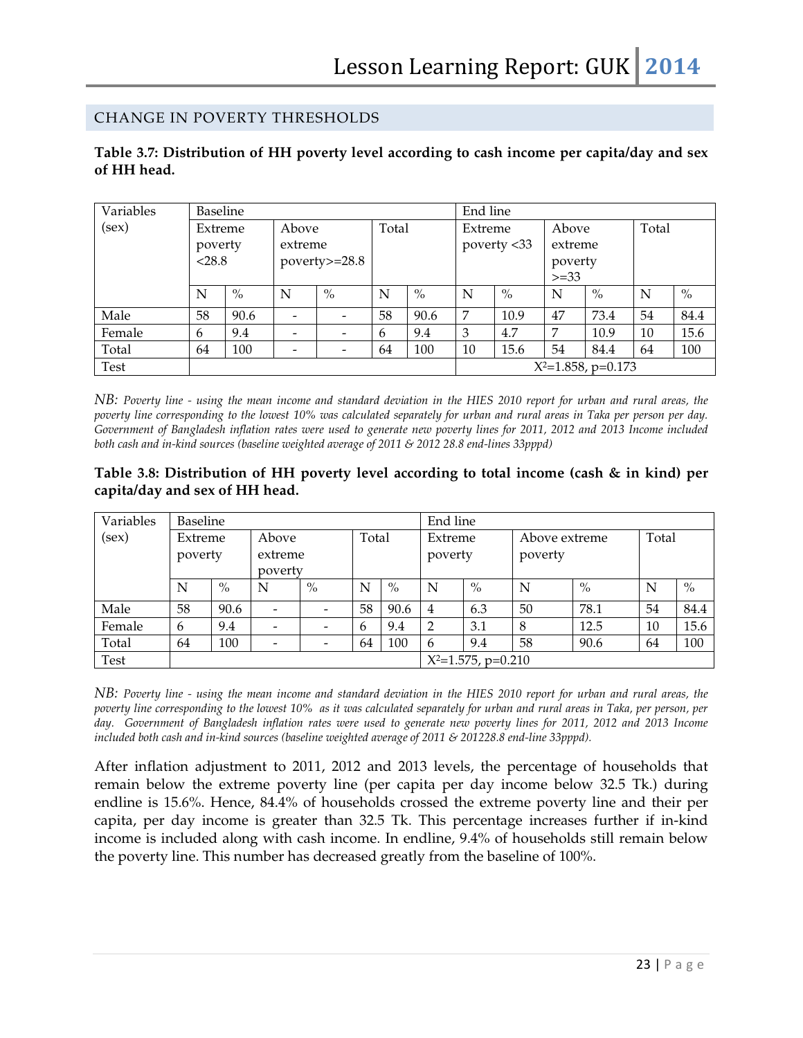## CHANGE IN POVERTY THRESHOLDS

**Table 3.7: Distribution of HH poverty level according to cash income per capita/day and sex of HH head.**

| Variables (sex) | Baseline | | | | | | End line | | | | | |
|---|---|---|---|---|---|---|---|---|---|---|---|---|
| | Extreme poverty <28.8 | | Above extreme poverty>=28.8 | | Total | | Extreme poverty <33 | | Above extreme poverty >=33 | | Total | |
| | N | % | N | % | N | % | N | % | N | % | N | % |
| Male | 58 | 90.6 | - | - | 58 | 90.6 | 7 | 10.9 | 47 | 73.4 | 54 | 84.4 |
| Female | 6 | 9.4 | - | - | 6 | 9.4 | 3 | 4.7 | 7 | 10.9 | 10 | 15.6 |
| Total | 64 | 100 | - | - | 64 | 100 | 10 | 15.6 | 54 | 84.4 | 64 | 100 |
| Test | | | | | | | $X^2$=1.858, p=0.173 | | | | | |

*NB: Poverty line - using the mean income and standard deviation in the HIES 2010 report for urban and rural areas, the poverty line corresponding to the lowest 10% was calculated separately for urban and rural areas in Taka per person per day. Government of Bangladesh inflation rates were used to generate new poverty lines for 2011, 2012 and 2013 Income included both cash and in-kind sources (baseline weighted average of 2011 & 2012 28.8 end-lines 33pppd)*

**Table 3.8: Distribution of HH poverty level according to total income (cash & in kind) per capita/day and sex of HH head.**

| Variables (sex) | Baseline | | | | | | End line | | | | | |
|---|---|---|---|---|---|---|---|---|---|---|---|---|
| | Extreme poverty | | Above extreme poverty | | Total | | Extreme poverty | | Above extreme poverty | | Total | |
| | N | % | N | % | N | % | N | % | N | % | N | % |
| Male | 58 | 90.6 | - | - | 58 | 90.6 | 4 | 6.3 | 50 | 78.1 | 54 | 84.4 |
| Female | 6 | 9.4 | - | - | 6 | 9.4 | 2 | 3.1 | 8 | 12.5 | 10 | 15.6 |
| Total | 64 | 100 | - | - | 64 | 100 | 6 | 9.4 | 58 | 90.6 | 64 | 100 |
| Test | | | | | | | $X^2$=1.575, p=0.210 | | | | | |

*NB: Poverty line - using the mean income and standard deviation in the HIES 2010 report for urban and rural areas, the poverty line corresponding to the lowest 10% as it was calculated separately for urban and rural areas in Taka, per person, per day. Government of Bangladesh inflation rates were used to generate new poverty lines for 2011, 2012 and 2013 Income included both cash and in-kind sources (baseline weighted average of 2011 & 201228.8 end-line 33pppd).*

After inflation adjustment to 2011, 2012 and 2013 levels, the percentage of households that remain below the extreme poverty line (per capita per day income below 32.5 Tk.) during endline is 15.6%. Hence, 84.4% of households crossed the extreme poverty line and their per capita, per day income is greater than 32.5 Tk. This percentage increases further if in-kind income is included along with cash income. In endline, 9.4% of households still remain below the poverty line. This number has decreased greatly from the baseline of 100%.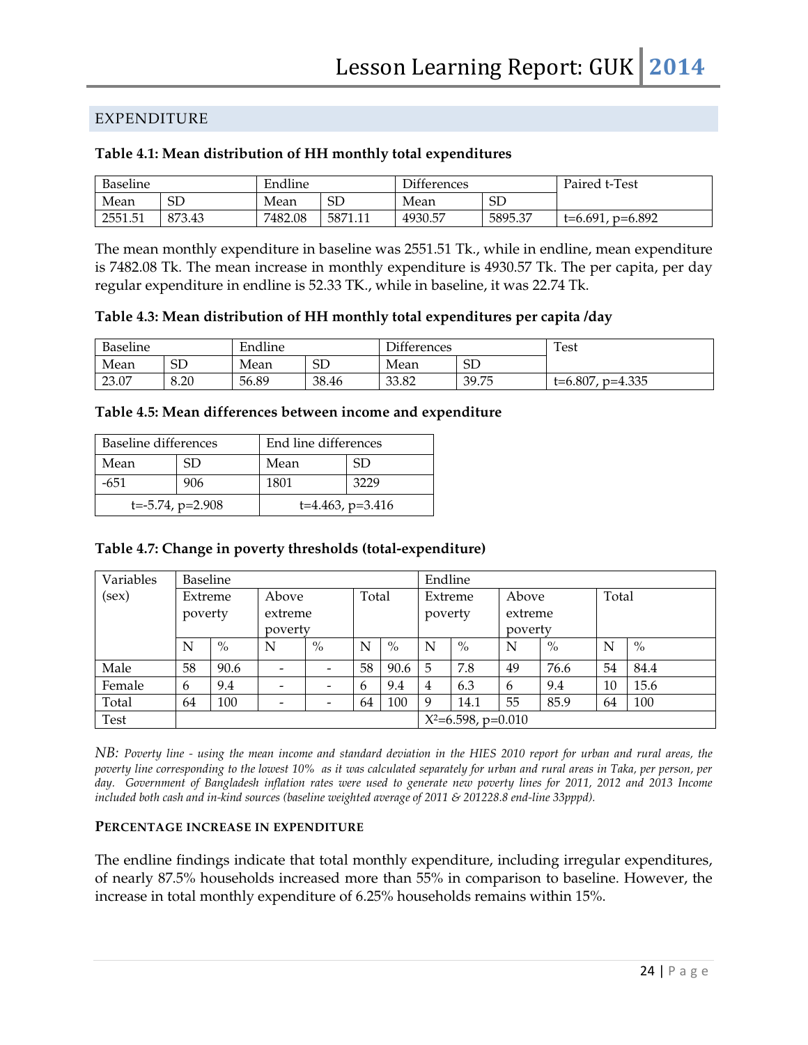## EXPENDITURE

**Table 4.1: Mean distribution of HH monthly total expenditures**

| Baseline | | Endline | | Differences | | Paired t-Test |
|---|---|---|---|---|---|---|
| Mean | SD | Mean | SD | Mean | SD | |
| 2551.51 | 873.43 | 7482.08 | 5871.11 | 4930.57 | 5895.37 | t=6.691, p=6.892 |

The mean monthly expenditure in baseline was 2551.51 Tk., while in endline, mean expenditure is 7482.08 Tk. The mean increase in monthly expenditure is 4930.57 Tk. The per capita, per day regular expenditure in endline is 52.33 TK., while in baseline, it was 22.74 Tk.

**Table 4.3: Mean distribution of HH monthly total expenditures per capita /day**

| Baseline | | Endline | | Differences | | Test |
|---|---|---|---|---|---|---|
| Mean | SD | Mean | SD | Mean | SD | |
| 23.07 | 8.20 | 56.89 | 38.46 | 33.82 | 39.75 | t=6.807, p=4.335 |

**Table 4.5: Mean differences between income and expenditure**

| Baseline differences | | End line differences | |
|---|---|---|---|
| Mean | SD | Mean | SD |
| -651 | 906 | 1801 | 3229 |
| t=-5.74, p=2.908 | | t=4.463, p=3.416 | |

**Table 4.7: Change in poverty thresholds (total-expenditure)**

| Variables (sex) | Baseline | | | | | | Endline | | | | | |
|---|---|---|---|---|---|---|---|---|---|---|---|---|
| | Extreme poverty | | Above extreme poverty | | Total | | Extreme poverty | | Above extreme poverty | | Total | |
| | N | % | N | % | N | % | N | % | N | % | N | % |
| Male | 58 | 90.6 | - | - | 58 | 90.6 | 5 | 7.8 | 49 | 76.6 | 54 | 84.4 |
| Female | 6 | 9.4 | - | - | 6 | 9.4 | 4 | 6.3 | 6 | 9.4 | 10 | 15.6 |
| Total | 64 | 100 | - | - | 64 | 100 | 9 | 14.1 | 55 | 85.9 | 64 | 100 |
| Test | | | | | | | $X^2$=6.598, p=0.010 | | | | | |

*NB: Poverty line - using the mean income and standard deviation in the HIES 2010 report for urban and rural areas, the poverty line corresponding to the lowest 10% as it was calculated separately for urban and rural areas in Taka, per person, per day. Government of Bangladesh inflation rates were used to generate new poverty lines for 2011, 2012 and 2013 Income included both cash and in-kind sources (baseline weighted average of 2011 & 201228.8 end-line 33pppd).*

**PERCENTAGE INCREASE IN EXPENDITURE**

The endline findings indicate that total monthly expenditure, including irregular expenditures, of nearly 87.5% households increased more than 55% in comparison to baseline. However, the increase in total monthly expenditure of 6.25% households remains within 15%.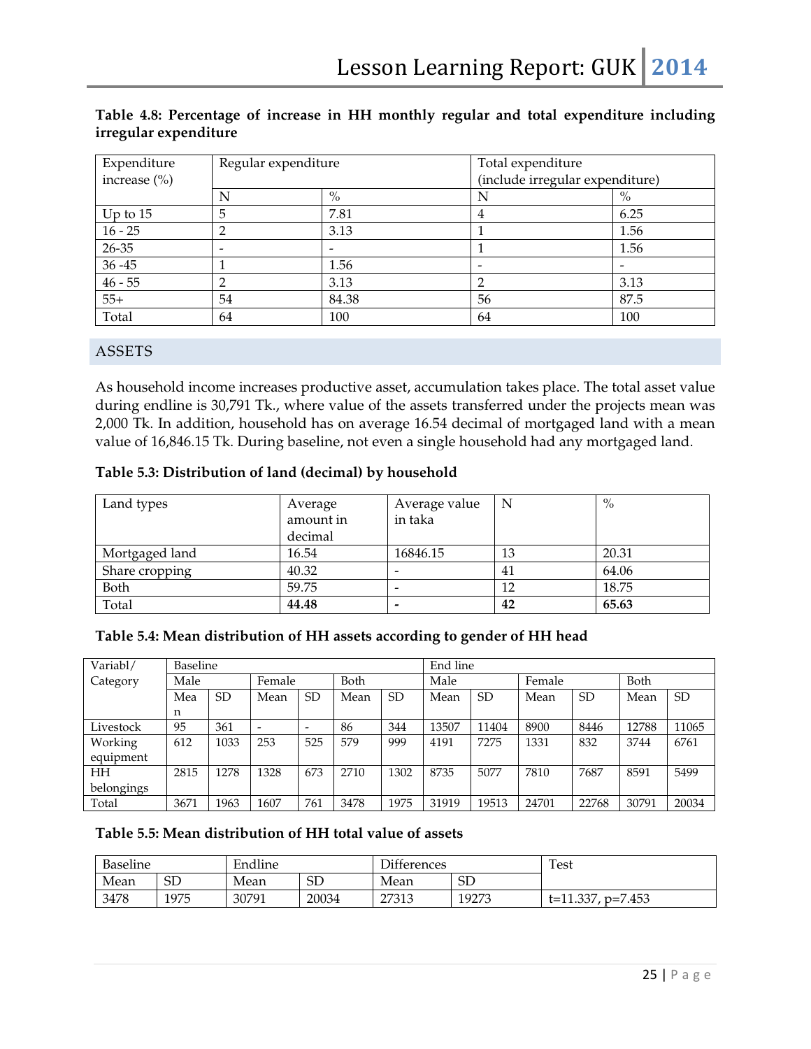**Table 4.8: Percentage of increase in HH monthly regular and total expenditure including irregular expenditure**

| Expenditure increase (%) | Regular expenditure | | Total expenditure (include irregular expenditure) | |
|---|---|---|---|---|
| | N | % | N | % |
| Up to 15 | 5 | 7.81 | 4 | 6.25 |
| 16 - 25 | 2 | 3.13 | 1 | 1.56 |
| 26-35 | - | - | 1 | 1.56 |
| 36 -45 | 1 | 1.56 | - | - |
| 46 - 55 | 2 | 3.13 | 2 | 3.13 |
| 55+ | 54 | 84.38 | 56 | 87.5 |
| Total | 64 | 100 | 64 | 100 |

## ASSETS

As household income increases productive asset, accumulation takes place. The total asset value during endline is 30,791 Tk., where value of the assets transferred under the projects mean was 2,000 Tk. In addition, household has on average 16.54 decimal of mortgaged land with a mean value of 16,846.15 Tk. During baseline, not even a single household had any mortgaged land.

**Table 5.3: Distribution of land (decimal) by household**

| Land types | Average amount in decimal | Average value in taka | N | % |
|---|---|---|---|---|
| Mortgaged land | 16.54 | 16846.15 | 13 | 20.31 |
| Share cropping | 40.32 | - | 41 | 64.06 |
| Both | 59.75 | - | 12 | 18.75 |
| Total | **44.48** | **-** | **42** | **65.63** |

**Table 5.4: Mean distribution of HH assets according to gender of HH head**

| Variabl/ Category | Baseline | | | | | | End line | | | | | |
|---|---|---|---|---|---|---|---|---|---|---|---|---|
| | Male | | Female | | Both | | Male | | Female | | Both | |
| | Mean | SD | Mean | SD | Mean | SD | Mean | SD | Mean | SD | Mean | SD |
| Livestock | 95 | 361 | - | - | 86 | 344 | 13507 | 11404 | 8900 | 8446 | 12788 | 11065 |
| Working equipment | 612 | 1033 | 253 | 525 | 579 | 999 | 4191 | 7275 | 1331 | 832 | 3744 | 6761 |
| HH belongings | 2815 | 1278 | 1328 | 673 | 2710 | 1302 | 8735 | 5077 | 7810 | 7687 | 8591 | 5499 |
| Total | 3671 | 1963 | 1607 | 761 | 3478 | 1975 | 31919 | 19513 | 24701 | 22768 | 30791 | 20034 |

**Table 5.5: Mean distribution of HH total value of assets**

| Baseline | | Endline | | Differences | | Test |
|---|---|---|---|---|---|---|
| Mean | SD | Mean | SD | Mean | SD | |
| 3478 | 1975 | 30791 | 20034 | 27313 | 19273 | t=11.337, p=7.453 |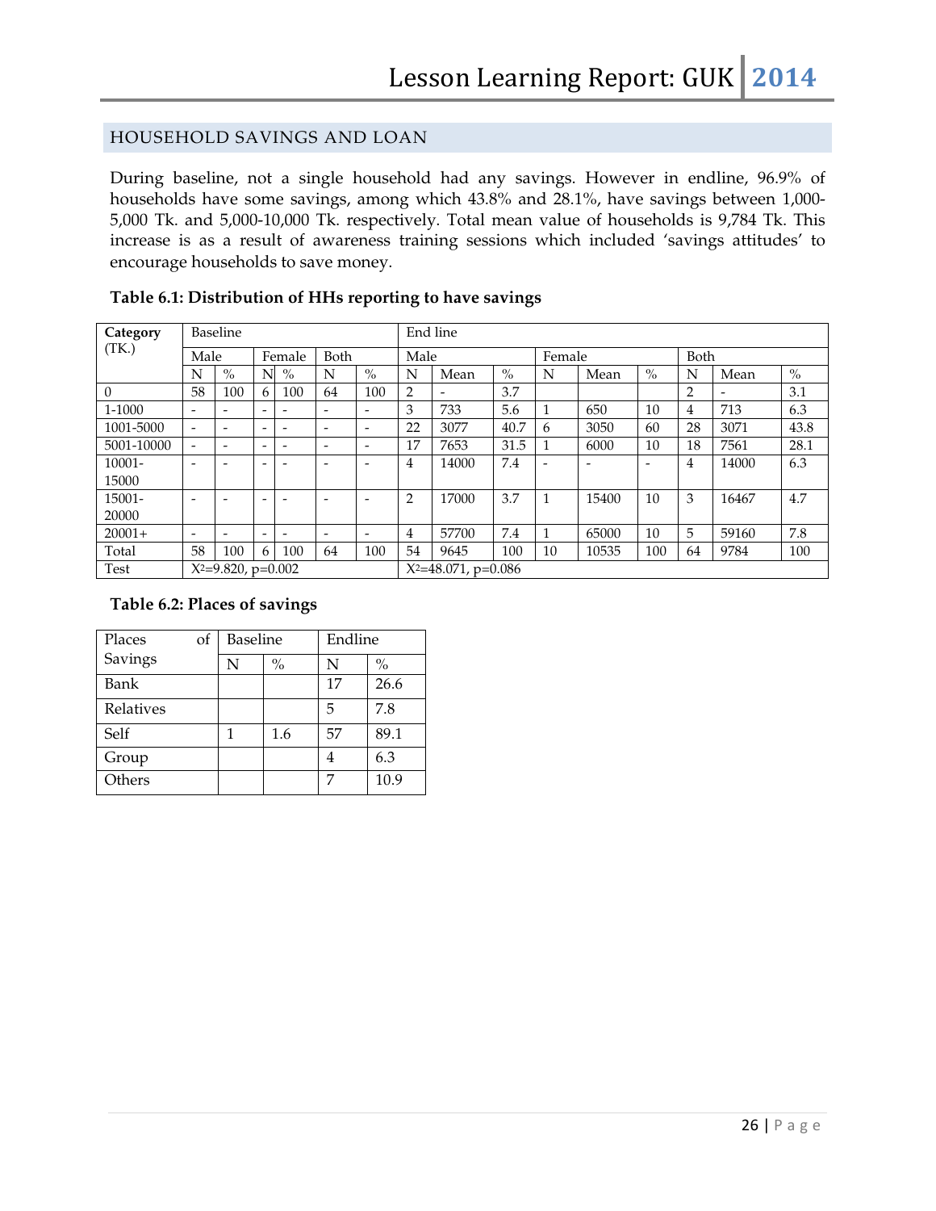## HOUSEHOLD SAVINGS AND LOAN

During baseline, not a single household had any savings. However in endline, 96.9% of households have some savings, among which 43.8% and 28.1%, have savings between 1,000-5,000 Tk. and 5,000-10,000 Tk. respectively. Total mean value of households is 9,784 Tk. This increase is as a result of awareness training sessions which included 'savings attitudes' to encourage households to save money.

**Table 6.1: Distribution of HHs reporting to have savings**

| Category (TK.) | Baseline | | | | | | End line | | | | | | | | | |
|---|---|---|---|---|---|---|---|---|---|---|---|---|---|---|---|---|
| | Male | | Female | | Both | | Male | | | Female | | | Both | | | |
| | N | % | N | % | N | % | N | Mean | % | N | Mean | % | N | Mean | % |
| 0 | 58 | 100 | 6 | 100 | 64 | 100 | 2 | - | 3.7 | | | | 2 | - | 3.1 |
| 1-1000 | - | - | - | - | - | - | 3 | 733 | 5.6 | 1 | 650 | 10 | 4 | 713 | 6.3 |
| 1001-5000 | - | - | - | - | - | - | 22 | 3077 | 40.7 | 6 | 3050 | 60 | 28 | 3071 | 43.8 |
| 5001-10000 | - | - | - | - | - | - | 17 | 7653 | 31.5 | 1 | 6000 | 10 | 18 | 7561 | 28.1 |
| 10001-15000 | - | - | - | - | - | - | 4 | 14000 | 7.4 | - | - | - | 4 | 14000 | 6.3 |
| 15001-20000 | - | - | - | - | - | - | 2 | 17000 | 3.7 | 1 | 15400 | 10 | 3 | 16467 | 4.7 |
| 20001+ | - | - | - | - | - | - | 4 | 57700 | 7.4 | 1 | 65000 | 10 | 5 | 59160 | 7.8 |
| Total | 58 | 100 | 6 | 100 | 64 | 100 | 54 | 9645 | 100 | 10 | 10535 | 100 | 64 | 9784 | 100 |
| Test | $X^2$=9.820, p=0.002 | | | | | | $X^2$=48.071, p=0.086 | | | | | | | | |

**Table 6.2: Places of savings**

| Places of Savings | Baseline | | Endline | |
|---|---|---|---|---|
| | N | % | N | % |
| Bank | | | 17 | 26.6 |
| Relatives | | | 5 | 7.8 |
| Self | 1 | 1.6 | 57 | 89.1 |
| Group | | | 4 | 6.3 |
| Others | | | 7 | 10.9 |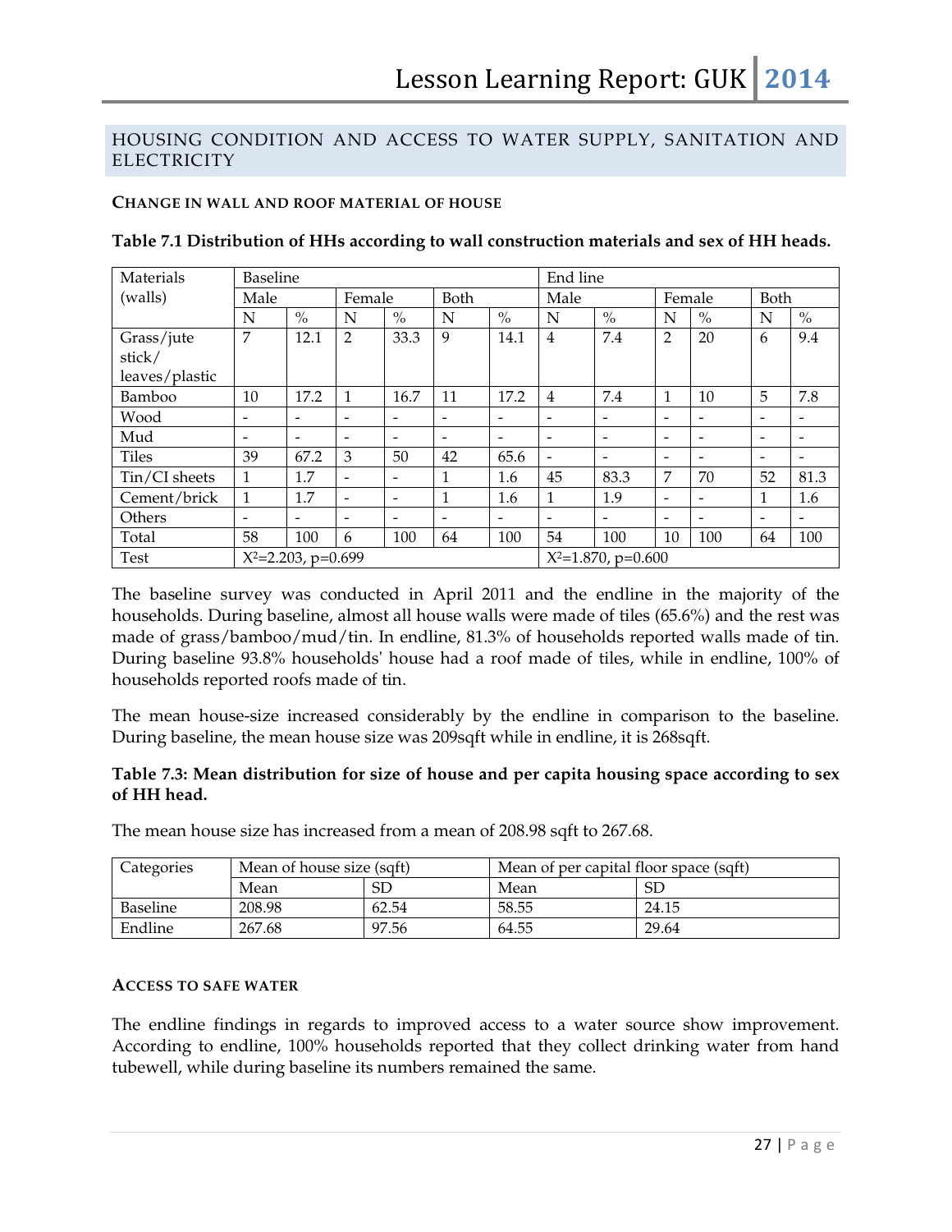## HOUSING CONDITION AND ACCESS TO WATER SUPPLY, SANITATION AND ELECTRICITY

### CHANGE IN WALL AND ROOF MATERIAL OF HOUSE

**Table 7.1 Distribution of HHs according to wall construction materials and sex of HH heads.**

| Materials (walls) | Baseline | | | | | | End line | | | | | |
|---|---|---|---|---|---|---|---|---|---|---|---|---|
| | Male | | Female | | Both | | Male | | Female | | Both | |
| | N | % | N | % | N | % | N | % | N | % | N | % |
| Grass/jute stick/ leaves/plastic | 7 | 12.1 | 2 | 33.3 | 9 | 14.1 | 4 | 7.4 | 2 | 20 | 6 | 9.4 |
| Bamboo | 10 | 17.2 | 1 | 16.7 | 11 | 17.2 | 4 | 7.4 | 1 | 10 | 5 | 7.8 |
| Wood | - | - | - | - | - | - | - | - | - | - | - | - |
| Mud | - | - | - | - | - | - | - | - | - | - | - | - |
| Tiles | 39 | 67.2 | 3 | 50 | 42 | 65.6 | - | - | - | - | - | - |
| Tin/CI sheets | 1 | 1.7 | - | - | 1 | 1.6 | 45 | 83.3 | 7 | 70 | 52 | 81.3 |
| Cement/brick | 1 | 1.7 | - | - | 1 | 1.6 | 1 | 1.9 | - | - | 1 | 1.6 |
| Others | - | - | - | - | - | - | - | - | - | - | - | - |
| Total | 58 | 100 | 6 | 100 | 64 | 100 | 54 | 100 | 10 | 100 | 64 | 100 |
| Test | $X^2$=2.203, p=0.699 | | | | | | $X^2$=1.870, p=0.600 | | | | | |

The baseline survey was conducted in April 2011 and the endline in the majority of the households. During baseline, almost all house walls were made of tiles (65.6%) and the rest was made of grass/bamboo/mud/tin. In endline, 81.3% of households reported walls made of tin. During baseline 93.8% households' house had a roof made of tiles, while in endline, 100% of households reported roofs made of tin.

The mean house-size increased considerably by the endline in comparison to the baseline. During baseline, the mean house size was 209sqft while in endline, it is 268sqft.

**Table 7.3: Mean distribution for size of house and per capita housing space according to sex of HH head.**

The mean house size has increased from a mean of 208.98 sqft to 267.68.

| Categories | Mean of house size (sqft) | | Mean of per capital floor space (sqft) | |
|---|---|---|---|---|
| | Mean | SD | Mean | SD |
| Baseline | 208.98 | 62.54 | 58.55 | 24.15 |
| Endline | 267.68 | 97.56 | 64.55 | 29.64 |

### ACCESS TO SAFE WATER

The endline findings in regards to improved access to a water source show improvement. According to endline, 100% households reported that they collect drinking water from hand tubewell, while during baseline its numbers remained the same.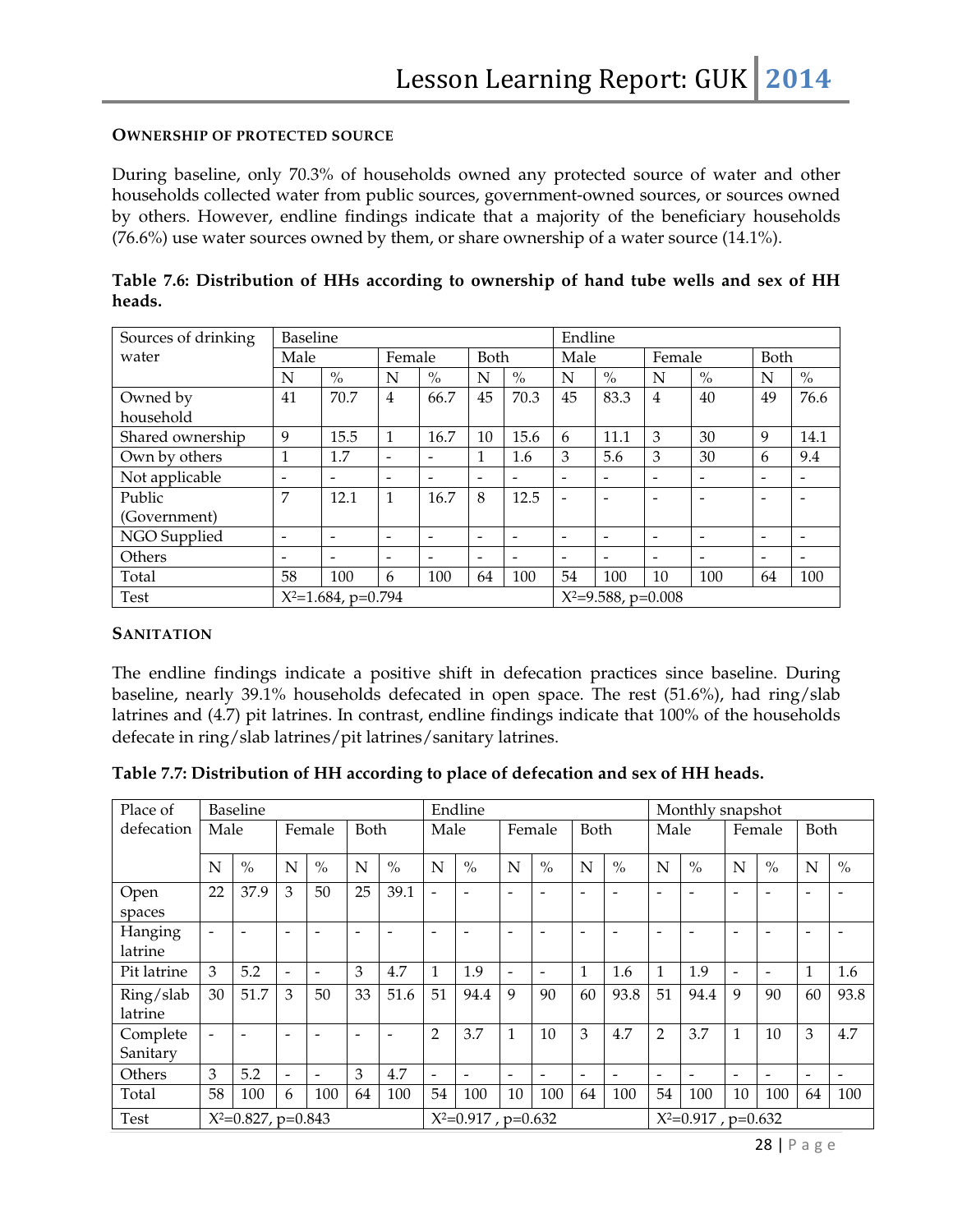### OWNERSHIP OF PROTECTED SOURCE

During baseline, only 70.3% of households owned any protected source of water and other households collected water from public sources, government-owned sources, or sources owned by others. However, endline findings indicate that a majority of the beneficiary households (76.6%) use water sources owned by them, or share ownership of a water source (14.1%).

**Table 7.6: Distribution of HHs according to ownership of hand tube wells and sex of HH heads.**

| Sources of drinking water | Baseline | | | | | | Endline | | | | | |
|---|---|---|---|---|---|---|---|---|---|---|---|---|
| | Male | | Female | | Both | | Male | | Female | | Both | |
| | N | % | N | % | N | % | N | % | N | % | N | % |
| Owned by household | 41 | 70.7 | 4 | 66.7 | 45 | 70.3 | 45 | 83.3 | 4 | 40 | 49 | 76.6 |
| Shared ownership | 9 | 15.5 | 1 | 16.7 | 10 | 15.6 | 6 | 11.1 | 3 | 30 | 9 | 14.1 |
| Own by others | 1 | 1.7 | - | - | 1 | 1.6 | 3 | 5.6 | 3 | 30 | 6 | 9.4 |
| Not applicable | - | - | - | - | - | - | - | - | - | - | - | - |
| Public (Government) | 7 | 12.1 | 1 | 16.7 | 8 | 12.5 | - | - | - | - | - | - |
| NGO Supplied | - | - | - | - | - | - | - | - | - | - | - | - |
| Others | - | - | - | - | - | - | - | - | - | - | - | - |
| Total | 58 | 100 | 6 | 100 | 64 | 100 | 54 | 100 | 10 | 100 | 64 | 100 |
| Test | $X^2$=1.684, p=0.794 | | | | | | $X^2$=9.588, p=0.008 | | | | | |

### SANITATION

The endline findings indicate a positive shift in defecation practices since baseline. During baseline, nearly 39.1% households defecated in open space. The rest (51.6%), had ring/slab latrines and (4.7) pit latrines. In contrast, endline findings indicate that 100% of the households defecate in ring/slab latrines/pit latrines/sanitary latrines.

**Table 7.7: Distribution of HH according to place of defecation and sex of HH heads.**

| Place of defecation | Baseline | | | | | | Endline | | | | | | Monthly snapshot | | | | | |
|---|---|---|---|---|---|---|---|---|---|---|---|---|---|---|---|---|---|---|
| | Male | | Female | | Both | | Male | | Female | | Both | | Male | | Female | | Both | |
| | N | % | N | % | N | % | N | % | N | % | N | % | N | % | N | % | N | % |
| Open spaces | 22 | 37.9 | 3 | 50 | 25 | 39.1 | - | - | - | - | - | - | - | - | - | - | - | - |
| Hanging latrine | - | - | - | - | - | - | - | - | - | - | - | - | - | - | - | - | - | - |
| Pit latrine | 3 | 5.2 | - | - | 3 | 4.7 | 1 | 1.9 | - | - | 1 | 1.6 | 1 | 1.9 | - | - | 1 | 1.6 |
| Ring/slab latrine | 30 | 51.7 | 3 | 50 | 33 | 51.6 | 51 | 94.4 | 9 | 90 | 60 | 93.8 | 51 | 94.4 | 9 | 90 | 60 | 93.8 |
| Complete Sanitary | - | - | - | - | - | - | 2 | 3.7 | 1 | 10 | 3 | 4.7 | 2 | 3.7 | 1 | 10 | 3 | 4.7 |
| Others | 3 | 5.2 | - | - | 3 | 4.7 | - | - | - | - | - | - | - | - | - | - | - | - |
| Total | 58 | 100 | 6 | 100 | 64 | 100 | 54 | 100 | 10 | 100 | 64 | 100 | 54 | 100 | 10 | 100 | 64 | 100 |
| Test | $X^2$=0.827, p=0.843 | | | | | | $X^2$=0.917 , p=0.632 | | | | | | $X^2$=0.917 , p=0.632 | | | | | |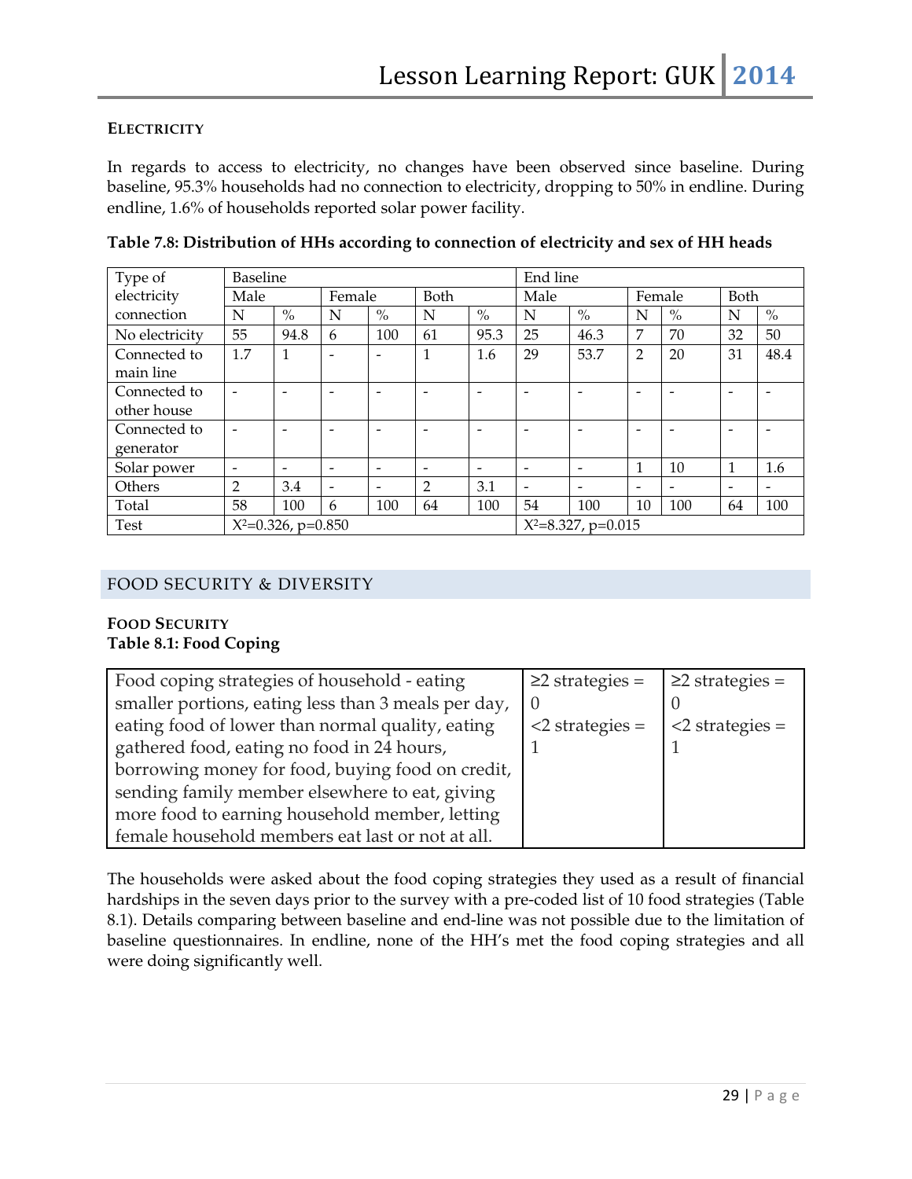#### ELECTRICITY

In regards to access to electricity, no changes have been observed since baseline. During baseline, 95.3% households had no connection to electricity, dropping to 50% in endline. During endline, 1.6% of households reported solar power facility.

**Table 7.8: Distribution of HHs according to connection of electricity and sex of HH heads**

| Type of electricity connection | Baseline | | | | | | End line | | | | | |
|---|---|---|---|---|---|---|---|---|---|---|---|---|
| | Male | | Female | | Both | | Male | | Female | | Both | |
| | N | % | N | % | N | % | N | % | N | % | N | % |
| No electricity | 55 | 94.8 | 6 | 100 | 61 | 95.3 | 25 | 46.3 | 7 | 70 | 32 | 50 |
| Connected to main line | 1.7 | 1 | - | - | 1 | 1.6 | 29 | 53.7 | 2 | 20 | 31 | 48.4 |
| Connected to other house | - | - | - | - | - | - | - | - | - | - | - | - |
| Connected to generator | - | - | - | - | - | - | - | - | - | - | - | - |
| Solar power | - | - | - | - | - | - | - | - | 1 | 10 | 1 | 1.6 |
| Others | 2 | 3.4 | - | - | 2 | 3.1 | - | - | - | - | - | - |
| Total | 58 | 100 | 6 | 100 | 64 | 100 | 54 | 100 | 10 | 100 | 64 | 100 |
| Test | $X^2$=0.326, p=0.850 | | | | | | $X^2$=8.327, p=0.015 | | | | | |

## FOOD SECURITY & DIVERSITY

#### FOOD SECURITY

**Table 8.1: Food Coping**

| Food coping strategies of household - eating smaller portions, eating less than 3 meals per day, eating food of lower than normal quality, eating gathered food, eating no food in 24 hours, borrowing money for food, buying food on credit, sending family member elsewhere to eat, giving more food to earning household member, letting female household members eat last or not at all. | ≥2 strategies = 0<br><2 strategies = 1 | ≥2 strategies = 0<br><2 strategies = 1 |
|---|---|---|

The households were asked about the food coping strategies they used as a result of financial hardships in the seven days prior to the survey with a pre-coded list of 10 food strategies (Table 8.1). Details comparing between baseline and end-line was not possible due to the limitation of baseline questionnaires. In endline, none of the HH's met the food coping strategies and all were doing significantly well.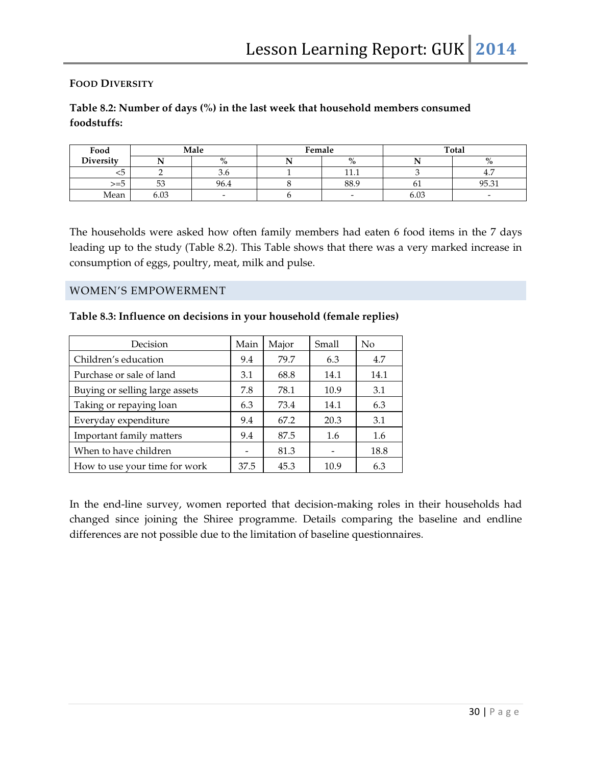### FOOD DIVERSITY

**Table 8.2: Number of days (%) in the last week that household members consumed foodstuffs:**

| Food Diversity | Male | | Female | | Total | |
|---|---|---|---|---|---|---|
| | N | % | N | % | N | % |
| <5 | 2 | 3.6 | 1 | 11.1 | 3 | 4.7 |
| >=5 | 53 | 96.4 | 8 | 88.9 | 61 | 95.31 |
| Mean | 6.03 | - | 6 | - | 6.03 | - |

The households were asked how often family members had eaten 6 food items in the 7 days leading up to the study (Table 8.2). This Table shows that there was a very marked increase in consumption of eggs, poultry, meat, milk and pulse.

## WOMEN'S EMPOWERMENT

**Table 8.3: Influence on decisions in your household (female replies)**

| Decision | Main | Major | Small | No |
|---|---|---|---|---|
| Children's education | 9.4 | 79.7 | 6.3 | 4.7 |
| Purchase or sale of land | 3.1 | 68.8 | 14.1 | 14.1 |
| Buying or selling large assets | 7.8 | 78.1 | 10.9 | 3.1 |
| Taking or repaying loan | 6.3 | 73.4 | 14.1 | 6.3 |
| Everyday expenditure | 9.4 | 67.2 | 20.3 | 3.1 |
| Important family matters | 9.4 | 87.5 | 1.6 | 1.6 |
| When to have children | - | 81.3 | - | 18.8 |
| How to use your time for work | 37.5 | 45.3 | 10.9 | 6.3 |

In the end-line survey, women reported that decision-making roles in their households had changed since joining the Shiree programme. Details comparing the baseline and endline differences are not possible due to the limitation of baseline questionnaires.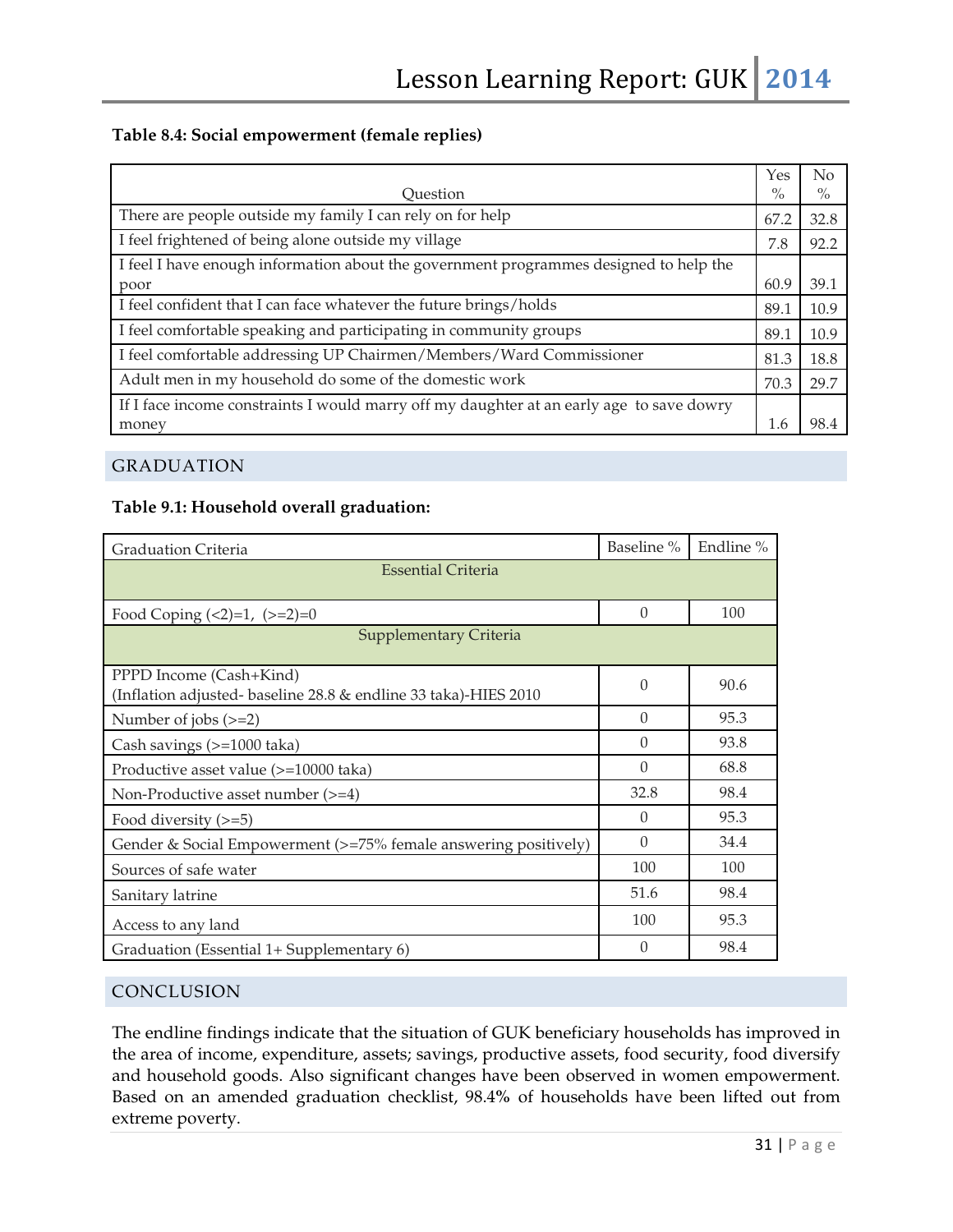**Table 8.4: Social empowerment (female replies)**

| Question | Yes % | No % |
|---|---|---|
| There are people outside my family I can rely on for help | 67.2 | 32.8 |
| I feel frightened of being alone outside my village | 7.8 | 92.2 |
| I feel I have enough information about the government programmes designed to help the poor | 60.9 | 39.1 |
| I feel confident that I can face whatever the future brings/holds | 89.1 | 10.9 |
| I feel comfortable speaking and participating in community groups | 89.1 | 10.9 |
| I feel comfortable addressing UP Chairmen/Members/Ward Commissioner | 81.3 | 18.8 |
| Adult men in my household do some of the domestic work | 70.3 | 29.7 |
| If I face income constraints I would marry off my daughter at an early age to save dowry money | 1.6 | 98.4 |

## GRADUATION

**Table 9.1: Household overall graduation:**

| Graduation Criteria | Baseline % | Endline % |
|---|---|---|
| Essential Criteria | | |
| Food Coping (<2)=1, (>=2)=0 | 0 | 100 |
| Supplementary Criteria | | |
| PPPD Income (Cash+Kind) (Inflation adjusted- baseline 28.8 & endline 33 taka)-HIES 2010 | 0 | 90.6 |
| Number of jobs (>=2) | 0 | 95.3 |
| Cash savings (>=1000 taka) | 0 | 93.8 |
| Productive asset value (>=10000 taka) | 0 | 68.8 |
| Non-Productive asset number (>=4) | 32.8 | 98.4 |
| Food diversity (>=5) | 0 | 95.3 |
| Gender & Social Empowerment (>=75% female answering positively) | 0 | 34.4 |
| Sources of safe water | 100 | 100 |
| Sanitary latrine | 51.6 | 98.4 |
| Access to any land | 100 | 95.3 |
| Graduation (Essential 1+ Supplementary 6) | 0 | 98.4 |

## CONCLUSION

The endline findings indicate that the situation of GUK beneficiary households has improved in the area of income, expenditure, assets; savings, productive assets, food security, food diversify and household goods. Also significant changes have been observed in women empowerment. Based on an amended graduation checklist, 98.4% of households have been lifted out from extreme poverty.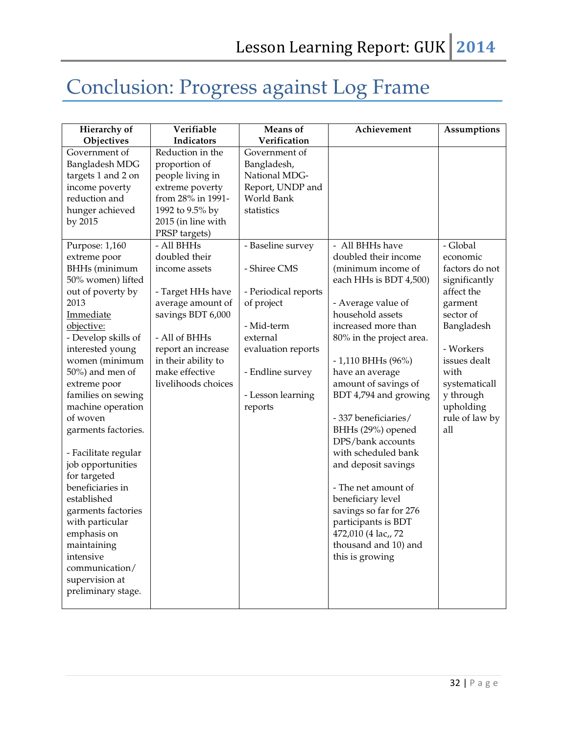# Conclusion: Progress against Log Frame

| Hierarchy of Objectives | Verifiable Indicators | Means of Verification | Achievement | Assumptions |
|---|---|---|---|---|
| Government of Bangladesh MDG targets 1 and 2 on income poverty reduction and hunger achieved by 2015 | Reduction in the proportion of people living in extreme poverty from 28% in 1991-1992 to 9.5% by 2015 (in line with PRSP targets) | Government of Bangladesh, National MDG-Report, UNDP and World Bank statistics | | |
| Purpose: 1,160 extreme poor BHHs (minimum 50% women) lifted out of poverty by 2013<br>Immediate objective:<br>- Develop skills of interested young women (minimum 50%) and men of extreme poor families on sewing machine operation of woven garments factories.<br><br>- Facilitate regular job opportunities for targeted beneficiaries in established garments factories with particular emphasis on maintaining intensive communication/ supervision at preliminary stage. | - All BHHs doubled their income assets<br><br>- Target HHs have average amount of savings BDT 6,000<br><br>- All of BHHs report an increase in their ability to make effective livelihoods choices | - Baseline survey<br><br>- Shiree CMS<br><br>- Periodical reports of project<br><br>- Mid-term external evaluation reports<br><br>- Endline survey<br><br>- Lesson learning reports | - All BHHs have doubled their income (minimum income of each HHs is BDT 4,500)<br><br>- Average value of household assets increased more than 80% in the project area.<br><br>- 1,110 BHHs (96%) have an average amount of savings of BDT 4,794 and growing<br><br>- 337 beneficiaries/ BHHs (29%) opened DPS/bank accounts with scheduled bank and deposit savings<br><br>- The net amount of beneficiary level savings so far for 276 participants is BDT 472,010 (4 lac,, 72 thousand and 10) and this is growing | - Global economic factors do not significantly affect the garment sector of Bangladesh<br><br>- Workers issues dealt with systematically through upholding rule of law by all |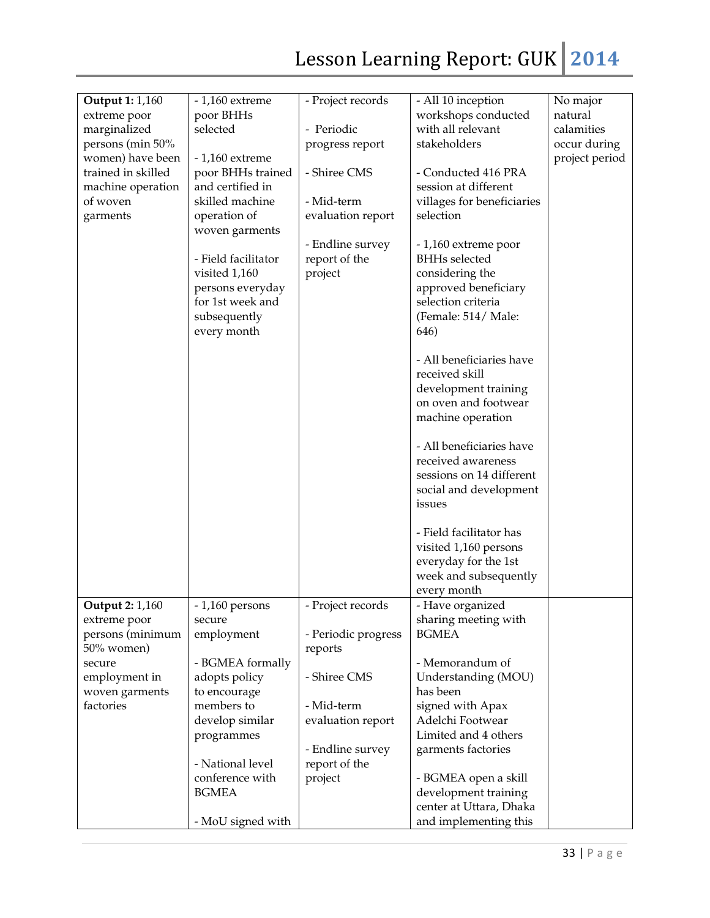| **Output 1:** 1,160 extreme poor marginalized persons (min 50% women) have been trained in skilled machine operation of woven garments | - 1,160 extreme poor BHHs selected<br><br>- 1,160 extreme poor BHHs trained and certified in skilled machine operation of woven garments<br><br>- Field facilitator visited 1,160 persons everyday for 1st week and subsequently every month | - Project records<br><br>- Periodic progress report<br><br>- Shiree CMS<br><br>- Mid-term evaluation report<br><br>- Endline survey report of the project | - All 10 inception workshops conducted with all relevant stakeholders<br><br>- Conducted 416 PRA session at different villages for beneficiaries selection<br><br>- 1,160 extreme poor BHHs selected considering the approved beneficiary selection criteria (Female: 514/ Male: 646)<br><br>- All beneficiaries have received skill development training on oven and footwear machine operation<br><br>- All beneficiaries have received awareness sessions on 14 different social and development issues<br><br>- Field facilitator has visited 1,160 persons everyday for the 1st week and subsequently every month | No major natural calamities occur during project period |
|---|---|---|---|---|
| **Output 2:** 1,160 extreme poor persons (minimum 50% women) secure employment in woven garments factories | - 1,160 persons secure employment<br><br>- BGMEA formally adopts policy to encourage members to develop similar programmes<br><br>- National level conference with BGMEA<br><br>- MoU signed with | - Project records<br><br>- Periodic progress reports<br><br>- Shiree CMS<br><br>- Mid-term evaluation report<br><br>- Endline survey report of the project | - Have organized sharing meeting with BGMEA<br><br>- Memorandum of Understanding (MOU) has been signed with Apax Adelchi Footwear Limited and 4 others garments factories<br><br>- BGMEA open a skill development training center at Uttara, Dhaka and implementing this | |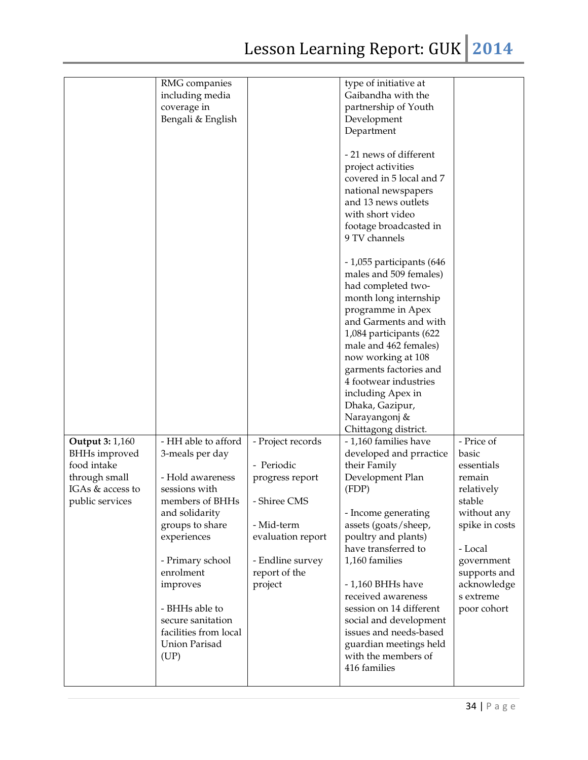| | | | | |
|---|---|---|---|---|
| | RMG companies including media coverage in Bengali & English | | type of initiative at Gaibandha with the partnership of Youth Development Department<br><br>- 21 news of different project activities covered in 5 local and 7 national newspapers and 13 news outlets with short video footage broadcasted in 9 TV channels<br><br>- 1,055 participants (646 males and 509 females) had completed two-month long internship programme in Apex and Garments and with 1,084 participants (622 male and 462 females) now working at 108 garments factories and 4 footwear industries including Apex in Dhaka, Gazipur, Narayangonj & Chittagong district. | |
| **Output 3:** 1,160 BHHs improved food intake through small IGAs & access to public services | - HH able to afford 3-meals per day<br><br>- Hold awareness sessions with members of BHHs and solidarity groups to share experiences<br><br>- Primary school enrolment improves<br><br>- BHHs able to secure sanitation facilities from local Union Parisad (UP) | - Project records<br><br>- Periodic progress report<br><br>- Shiree CMS<br><br>- Mid-term evaluation report<br><br>- Endline survey report of the project | - 1,160 families have developed and prractice their Family Development Plan (FDP)<br><br>- Income generating assets (goats/sheep, poultry and plants) have transferred to 1,160 families<br><br>- 1,160 BHHs have received awareness session on 14 different social and development issues and needs-based guardian meetings held with the members of 416 families | - Price of basic essentials remain relatively stable without any spike in costs<br><br>- Local government supports and acknowledges extreme poor cohort |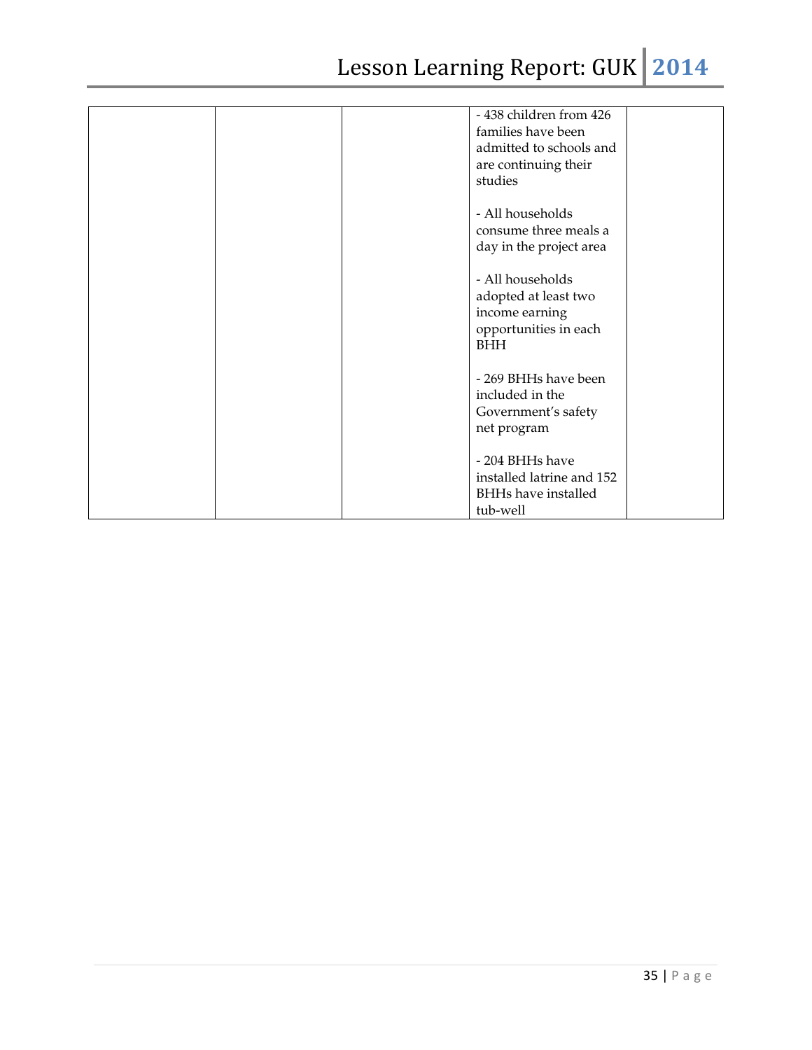| | | | | |
|---|---|---|---|---|
| | | | - 438 children from 426 families have been admitted to schools and are continuing their studies<br><br>- All households consume three meals a day in the project area<br><br>- All households adopted at least two income earning opportunities in each BHH<br><br>- 269 BHHs have been included in the Government's safety net program<br><br>- 204 BHHs have installed latrine and 152 BHHs have installed tub-well | |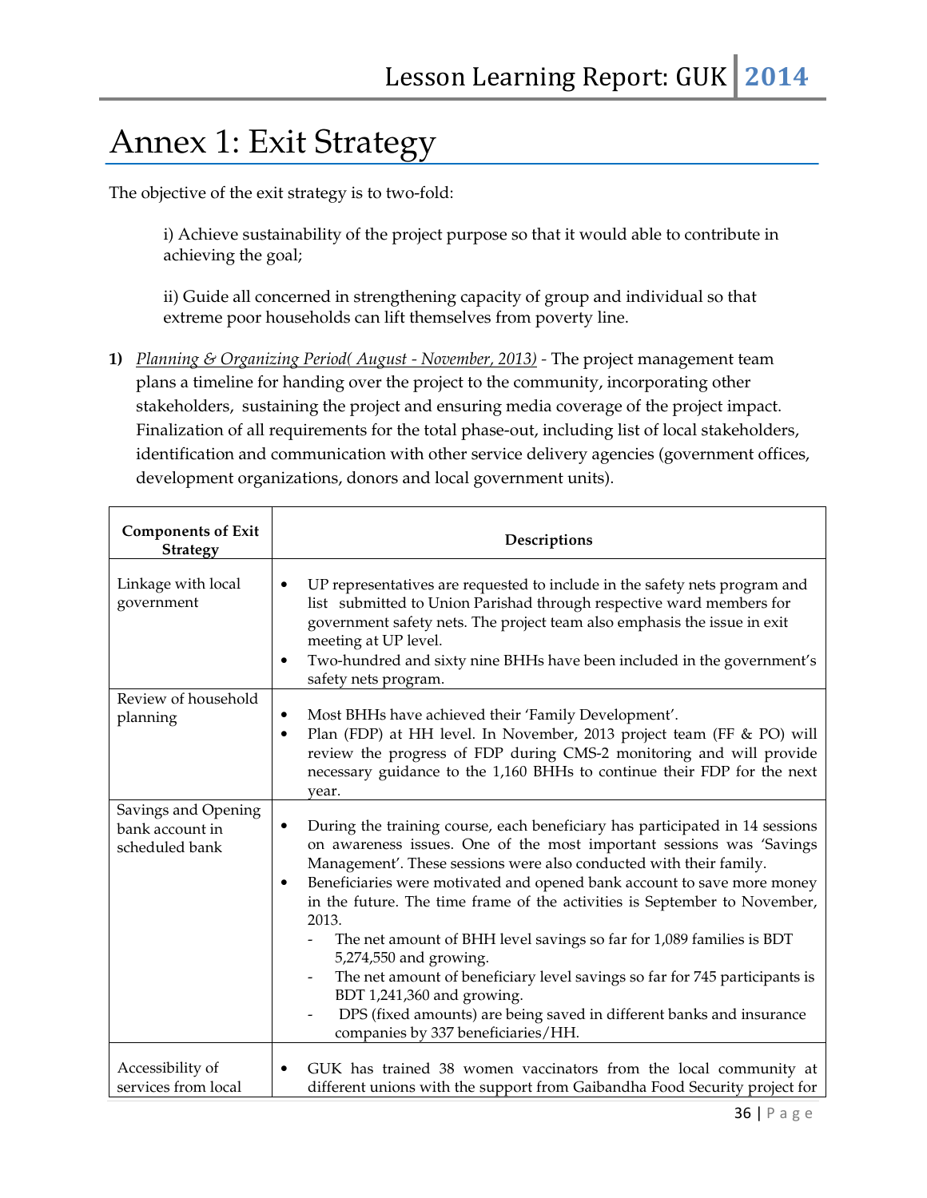# Annex 1: Exit Strategy

The objective of the exit strategy is to two-fold:

> i) Achieve sustainability of the project purpose so that it would able to contribute in achieving the goal;
>
> ii) Guide all concerned in strengthening capacity of group and individual so that extreme poor households can lift themselves from poverty line.

**1)** *Planning & Organizing Period( August - November, 2013)* - The project management team plans a timeline for handing over the project to the community, incorporating other stakeholders, sustaining the project and ensuring media coverage of the project impact. Finalization of all requirements for the total phase-out, including list of local stakeholders, identification and communication with other service delivery agencies (government offices, development organizations, donors and local government units).

| Components of Exit Strategy | Descriptions |
|---|---|
| Linkage with local government | • UP representatives are requested to include in the safety nets program and list submitted to Union Parishad through respective ward members for government safety nets. The project team also emphasis the issue in exit meeting at UP level.<br>• Two-hundred and sixty nine BHHs have been included in the government's safety nets program. |
| Review of household planning | • Most BHHs have achieved their 'Family Development'.<br>• Plan (FDP) at HH level. In November, 2013 project team (FF & PO) will review the progress of FDP during CMS-2 monitoring and will provide necessary guidance to the 1,160 BHHs to continue their FDP for the next year. |
| Savings and Opening bank account in scheduled bank | • During the training course, each beneficiary has participated in 14 sessions on awareness issues. One of the most important sessions was 'Savings Management'. These sessions were also conducted with their family.<br>• Beneficiaries were motivated and opened bank account to save more money in the future. The time frame of the activities is September to November, 2013.<br>- The net amount of BHH level savings so far for 1,089 families is BDT 5,274,550 and growing.<br>- The net amount of beneficiary level savings so far for 745 participants is BDT 1,241,360 and growing.<br>- DPS (fixed amounts) are being saved in different banks and insurance companies by 337 beneficiaries/HH. |
| Accessibility of services from local | • GUK has trained 38 women vaccinators from the local community at different unions with the support from Gaibandha Food Security project for |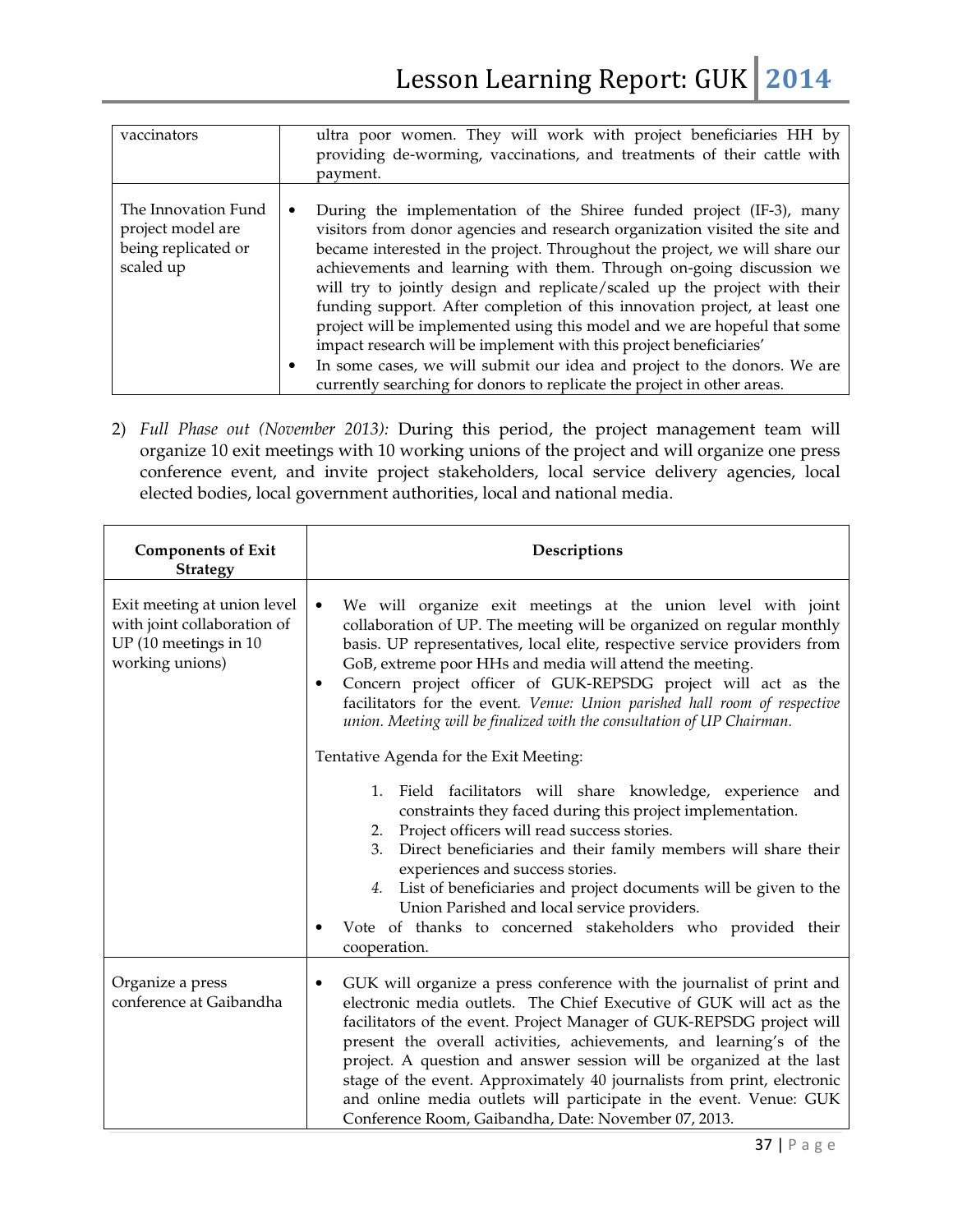| | |
|---|---|
| vaccinators | ultra poor women. They will work with project beneficiaries HH by providing de-worming, vaccinations, and treatments of their cattle with payment. |
| The Innovation Fund project model are being replicated or scaled up | • During the implementation of the Shiree funded project (IF-3), many visitors from donor agencies and research organization visited the site and became interested in the project. Throughout the project, we will share our achievements and learning with them. Through on-going discussion we will try to jointly design and replicate/scaled up the project with their funding support. After completion of this innovation project, at least one project will be implemented using this model and we are hopeful that some impact research will be implement with this project beneficiaries' <br> • In some cases, we will submit our idea and project to the donors. We are currently searching for donors to replicate the project in other areas. |

2) *Full Phase out (November 2013):* During this period, the project management team will organize 10 exit meetings with 10 working unions of the project and will organize one press conference event, and invite project stakeholders, local service delivery agencies, local elected bodies, local government authorities, local and national media.

| Components of Exit Strategy | Descriptions |
|---|---|
| Exit meeting at union level with joint collaboration of UP (10 meetings in 10 working unions) | • We will organize exit meetings at the union level with joint collaboration of UP. The meeting will be organized on regular monthly basis. UP representatives, local elite, respective service providers from GoB, extreme poor HHs and media will attend the meeting. <br> • Concern project officer of GUK-REPSDG project will act as the facilitators for the event. *Venue: Union parished hall room of respective union. Meeting will be finalized with the consultation of UP Chairman.* <br><br> Tentative Agenda for the Exit Meeting: <br><br> 1. Field facilitators will share knowledge, experience and constraints they faced during this project implementation. <br> 2. Project officers will read success stories. <br> 3. Direct beneficiaries and their family members will share their experiences and success stories. <br> 4. List of beneficiaries and project documents will be given to the Union Parished and local service providers. <br> • Vote of thanks to concerned stakeholders who provided their cooperation. |
| Organize a press conference at Gaibandha | • GUK will organize a press conference with the journalist of print and electronic media outlets. The Chief Executive of GUK will act as the facilitators of the event. Project Manager of GUK-REPSDG project will present the overall activities, achievements, and learning's of the project. A question and answer session will be organized at the last stage of the event. Approximately 40 journalists from print, electronic and online media outlets will participate in the event. Venue: GUK Conference Room, Gaibandha, Date: November 07, 2013. |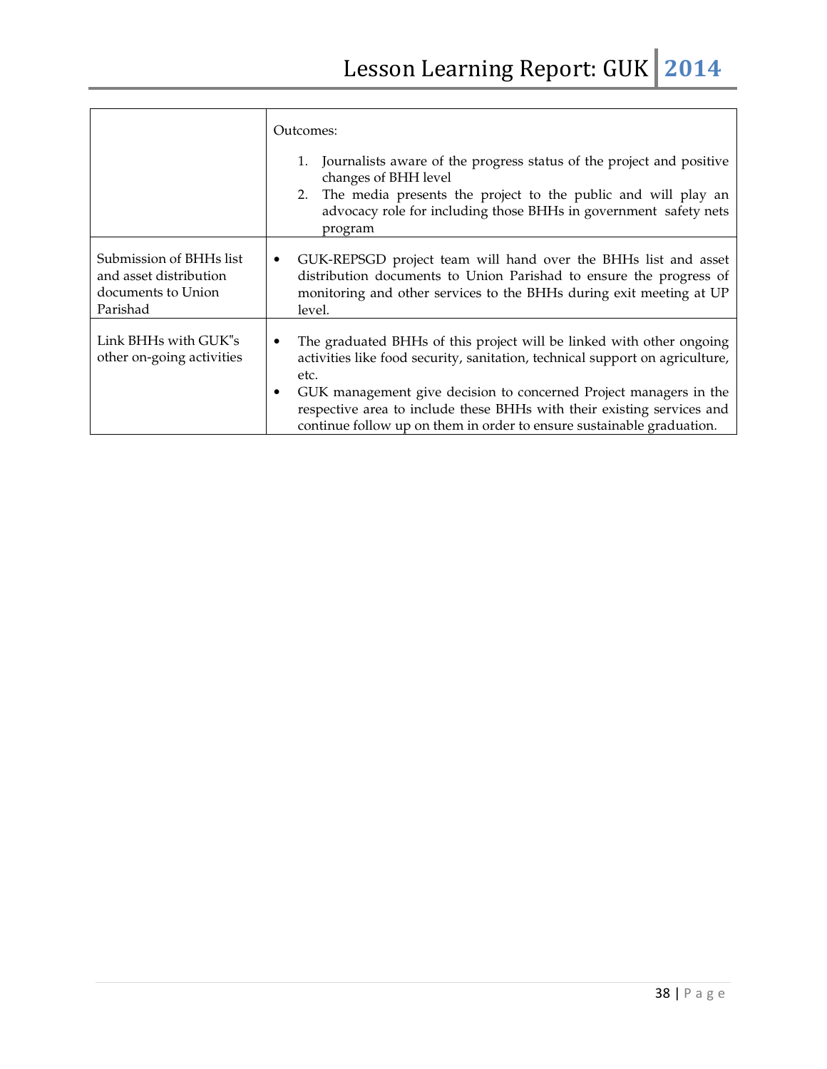| | |
|---|---|
| | Outcomes:<br><br>1. Journalists aware of the progress status of the project and positive changes of BHH level<br>2. The media presents the project to the public and will play an advocacy role for including those BHHs in government safety nets program |
| Submission of BHHs list and asset distribution documents to Union Parishad | • GUK-REPSGD project team will hand over the BHHs list and asset distribution documents to Union Parishad to ensure the progress of monitoring and other services to the BHHs during exit meeting at UP level. |
| Link BHHs with GUK"s other on-going activities | • The graduated BHHs of this project will be linked with other ongoing activities like food security, sanitation, technical support on agriculture, etc.<br>• GUK management give decision to concerned Project managers in the respective area to include these BHHs with their existing services and continue follow up on them in order to ensure sustainable graduation. |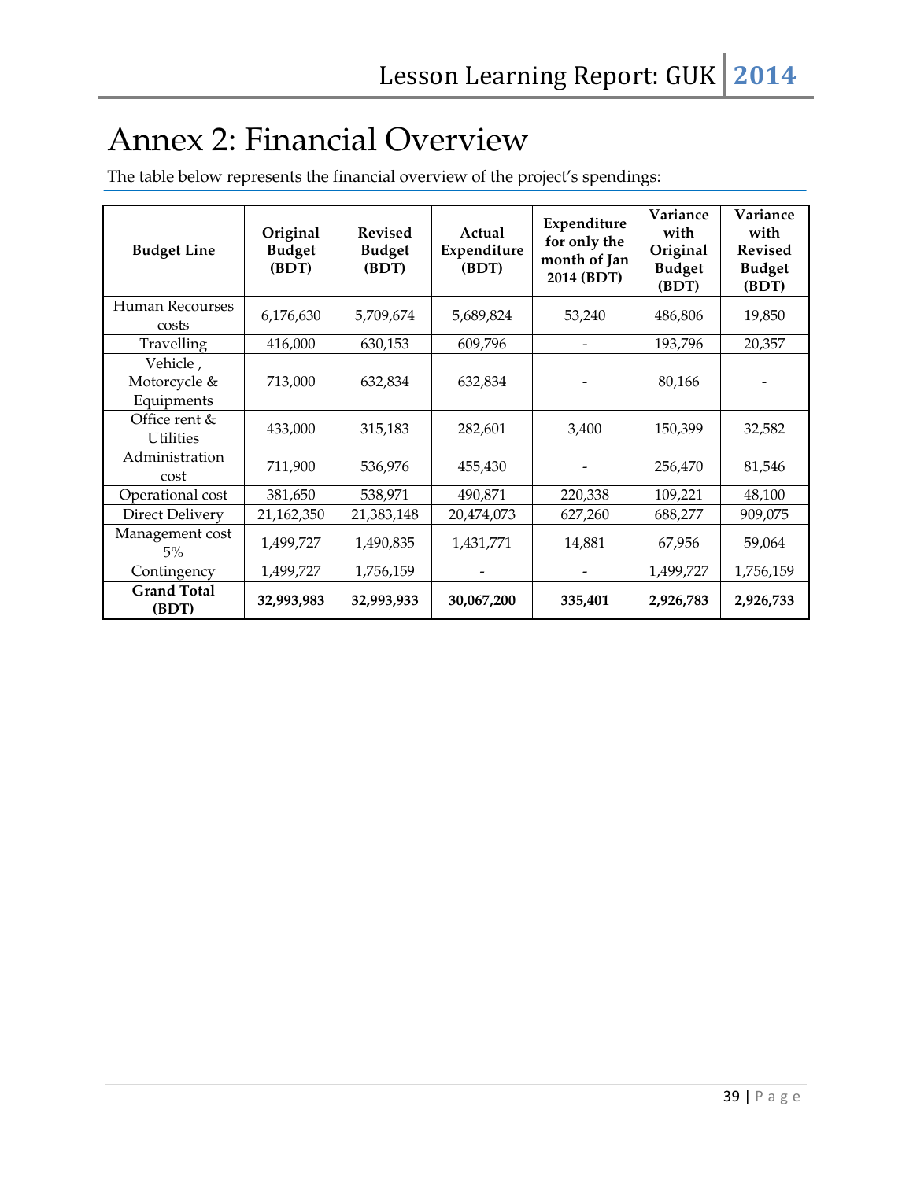# Annex 2: Financial Overview

The table below represents the financial overview of the project's spendings:

| Budget Line | Original Budget (BDT) | Revised Budget (BDT) | Actual Expenditure (BDT) | Expenditure for only the month of Jan 2014 (BDT) | Variance with Original Budget (BDT) | Variance with Revised Budget (BDT) |
|---|---|---|---|---|---|---|
| Human Recourses costs | 6,176,630 | 5,709,674 | 5,689,824 | 53,240 | 486,806 | 19,850 |
| Travelling | 416,000 | 630,153 | 609,796 | - | 193,796 | 20,357 |
| Vehicle , Motorcycle & Equipments | 713,000 | 632,834 | 632,834 | - | 80,166 | - |
| Office rent & Utilities | 433,000 | 315,183 | 282,601 | 3,400 | 150,399 | 32,582 |
| Administration cost | 711,900 | 536,976 | 455,430 | - | 256,470 | 81,546 |
| Operational cost | 381,650 | 538,971 | 490,871 | 220,338 | 109,221 | 48,100 |
| Direct Delivery | 21,162,350 | 21,383,148 | 20,474,073 | 627,260 | 688,277 | 909,075 |
| Management cost 5% | 1,499,727 | 1,490,835 | 1,431,771 | 14,881 | 67,956 | 59,064 |
| Contingency | 1,499,727 | 1,756,159 | - | - | 1,499,727 | 1,756,159 |
| **Grand Total (BDT)** | **32,993,983** | **32,993,933** | **30,067,200** | **335,401** | **2,926,783** | **2,926,733** |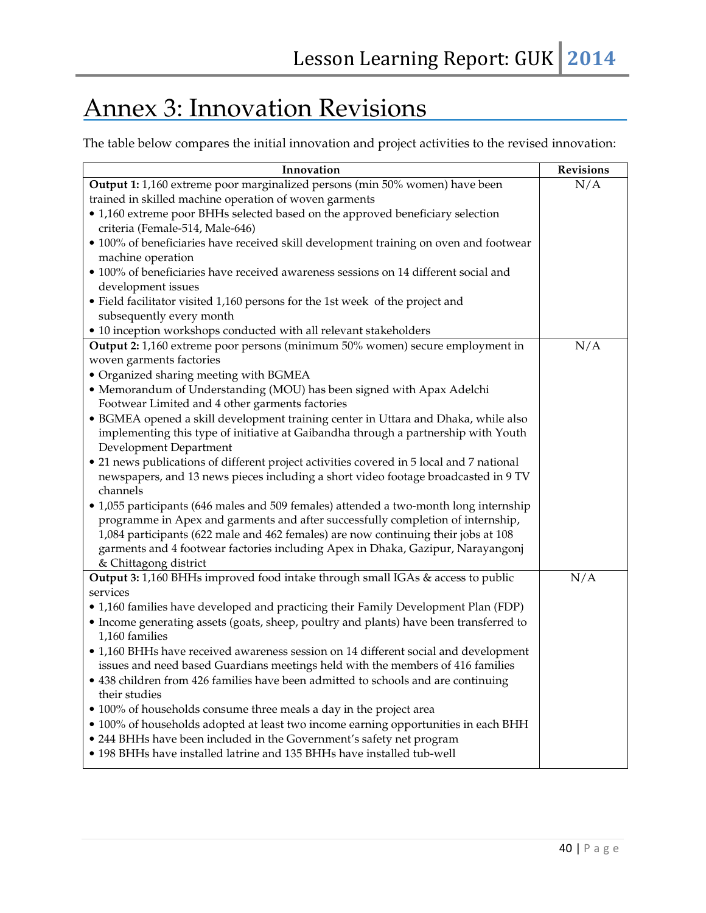# Annex 3: Innovation Revisions

The table below compares the initial innovation and project activities to the revised innovation:

| Innovation | Revisions |
|---|---|
| **Output 1:** 1,160 extreme poor marginalized persons (min 50% women) have been trained in skilled machine operation of woven garments<br>• 1,160 extreme poor BHHs selected based on the approved beneficiary selection criteria (Female-514, Male-646)<br>• 100% of beneficiaries have received skill development training on oven and footwear machine operation<br>• 100% of beneficiaries have received awareness sessions on 14 different social and development issues<br>• Field facilitator visited 1,160 persons for the 1st week of the project and subsequently every month<br>• 10 inception workshops conducted with all relevant stakeholders | N/A |
| **Output 2:** 1,160 extreme poor persons (minimum 50% women) secure employment in woven garments factories<br>• Organized sharing meeting with BGMEA<br>• Memorandum of Understanding (MOU) has been signed with Apax Adelchi Footwear Limited and 4 other garments factories<br>• BGMEA opened a skill development training center in Uttara and Dhaka, while also implementing this type of initiative at Gaibandha through a partnership with Youth Development Department<br>• 21 news publications of different project activities covered in 5 local and 7 national newspapers, and 13 news pieces including a short video footage broadcasted in 9 TV channels<br>• 1,055 participants (646 males and 509 females) attended a two-month long internship programme in Apex and garments and after successfully completion of internship, 1,084 participants (622 male and 462 females) are now continuing their jobs at 108 garments and 4 footwear factories including Apex in Dhaka, Gazipur, Narayangonj & Chittagong district | N/A |
| **Output 3:** 1,160 BHHs improved food intake through small IGAs & access to public services<br>• 1,160 families have developed and practicing their Family Development Plan (FDP)<br>• Income generating assets (goats, sheep, poultry and plants) have been transferred to 1,160 families<br>• 1,160 BHHs have received awareness session on 14 different social and development issues and need based Guardians meetings held with the members of 416 families<br>• 438 children from 426 families have been admitted to schools and are continuing their studies<br>• 100% of households consume three meals a day in the project area<br>• 100% of households adopted at least two income earning opportunities in each BHH<br>• 244 BHHs have been included in the Government's safety net program<br>• 198 BHHs have installed latrine and 135 BHHs have installed tub-well | N/A |